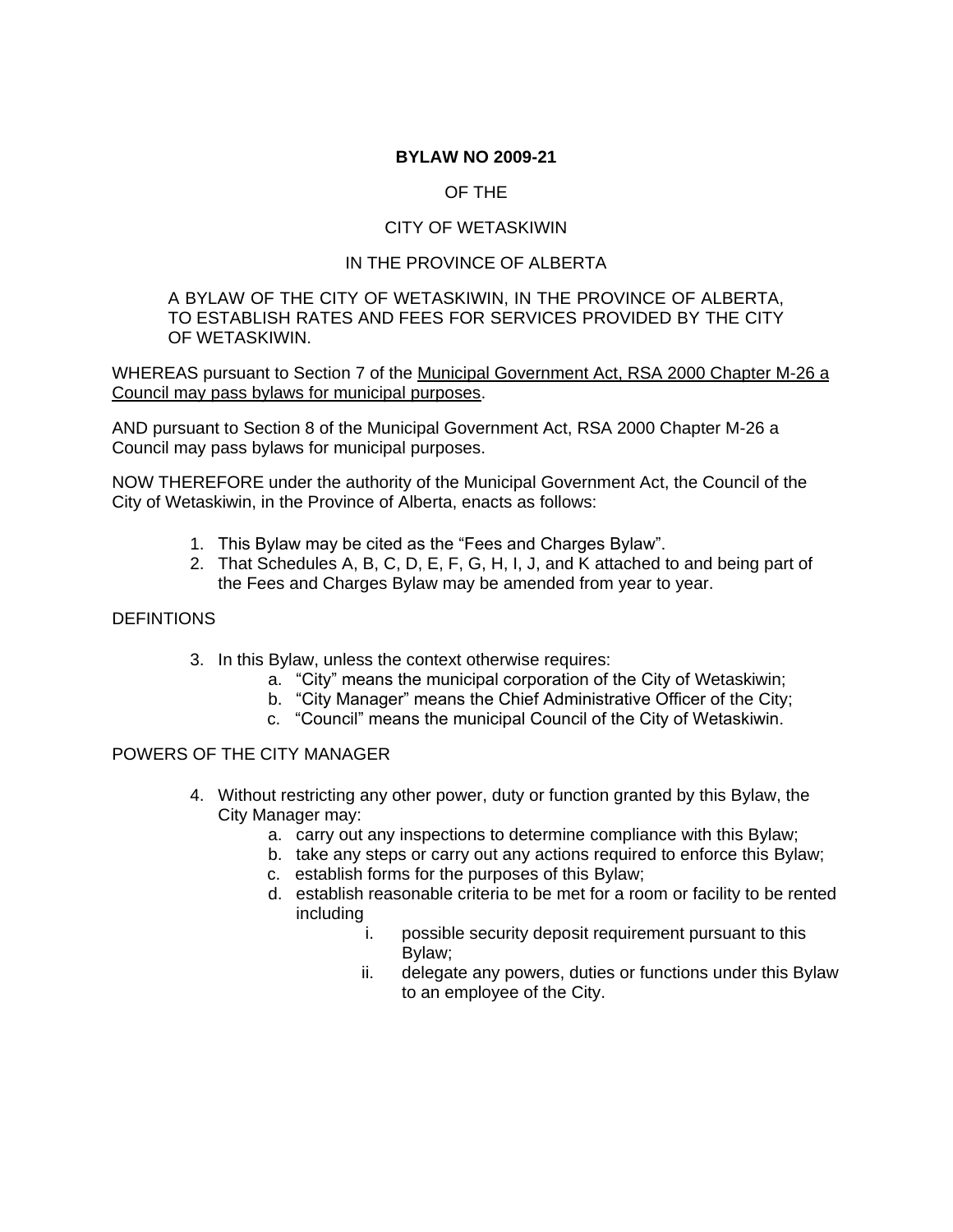**BYLAW NO 2009-21**

OF THE

CITY OF WETASKIWIN

IN THE PROVINCE OF ALBERTA

A BYLAW OF THE CITY OF WETASKIWIN, IN THE PROVINCE OF ALBERTA, TO ESTABLISH RATES AND FEES FOR SERVICES PROVIDED BY THE CITY OF WETASKIWIN.

WHEREAS pursuant to Section 7 of the Municipal Government Act, RSA 2000 Chapter M-26 a Council may pass bylaws for municipal purposes.

AND pursuant to Section 8 of the Municipal Government Act, RSA 2000 Chapter M-26 a Council may pass bylaws for municipal purposes.

NOW THEREFORE under the authority of the Municipal Government Act, the Council of the City of Wetaskiwin, in the Province of Alberta, enacts as follows:

1. This Bylaw may be cited as the "Fees and Charges Bylaw".
2. That Schedules A, B, C, D, E, F, G, H, I, J, and K attached to and being part of the Fees and Charges Bylaw may be amended from year to year.

DEFINTIONS

3. In this Bylaw, unless the context otherwise requires:
   a. "City" means the municipal corporation of the City of Wetaskiwin;
   b. "City Manager" means the Chief Administrative Officer of the City;
   c. "Council" means the municipal Council of the City of Wetaskiwin.

POWERS OF THE CITY MANAGER

4. Without restricting any other power, duty or function granted by this Bylaw, the City Manager may:
   a. carry out any inspections to determine compliance with this Bylaw;
   b. take any steps or carry out any actions required to enforce this Bylaw;
   c. establish forms for the purposes of this Bylaw;
   d. establish reasonable criteria to be met for a room or facility to be rented including
      i. possible security deposit requirement pursuant to this Bylaw;
      ii. delegate any powers, duties or functions under this Bylaw to an employee of the City.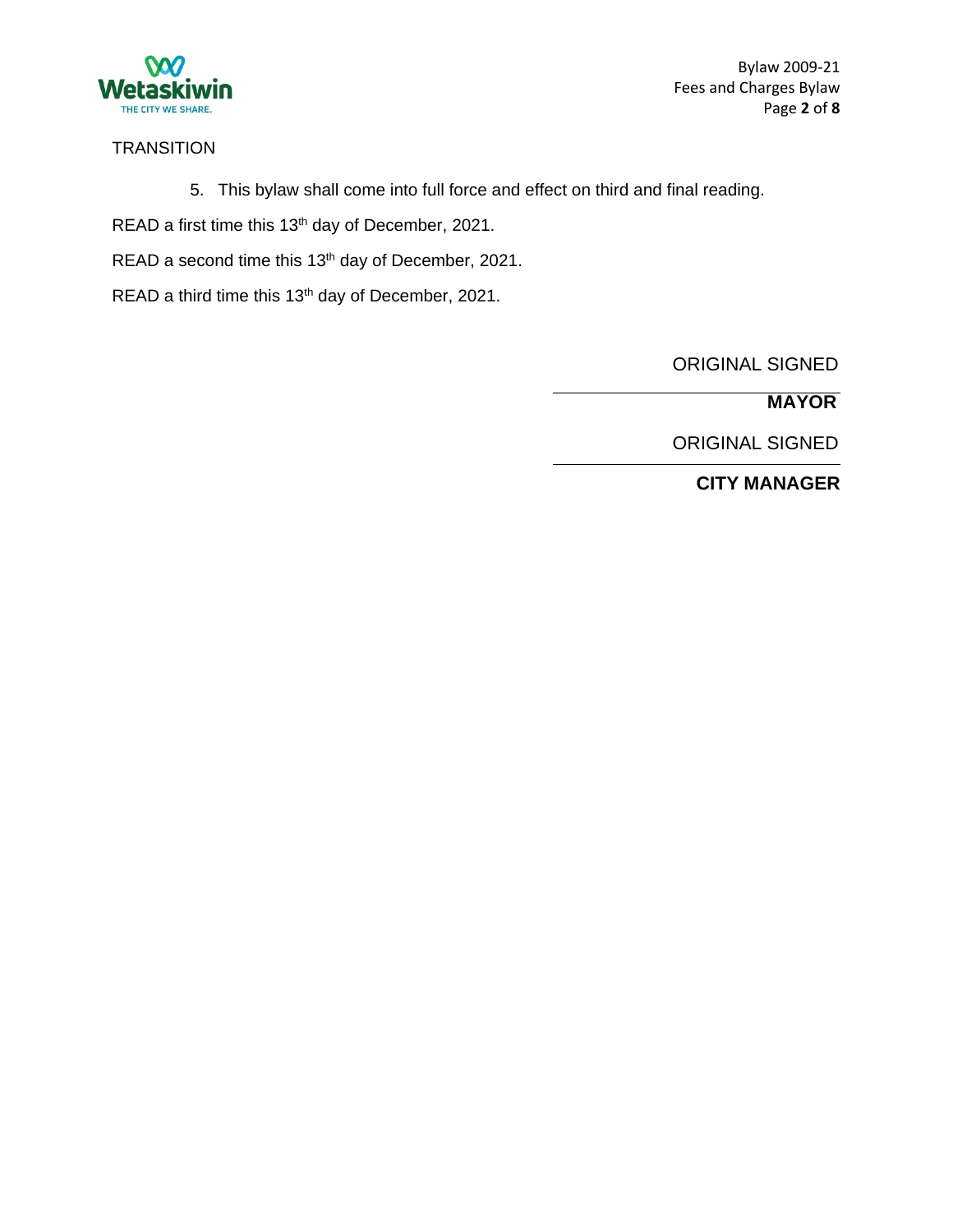TRANSITION

5. This bylaw shall come into full force and effect on third and final reading.

READ a first time this 13th day of December, 2021.

READ a second time this 13th day of December, 2021.

READ a third time this 13th day of December, 2021.

ORIGINAL SIGNED

**MAYOR**

ORIGINAL SIGNED

**CITY MANAGER**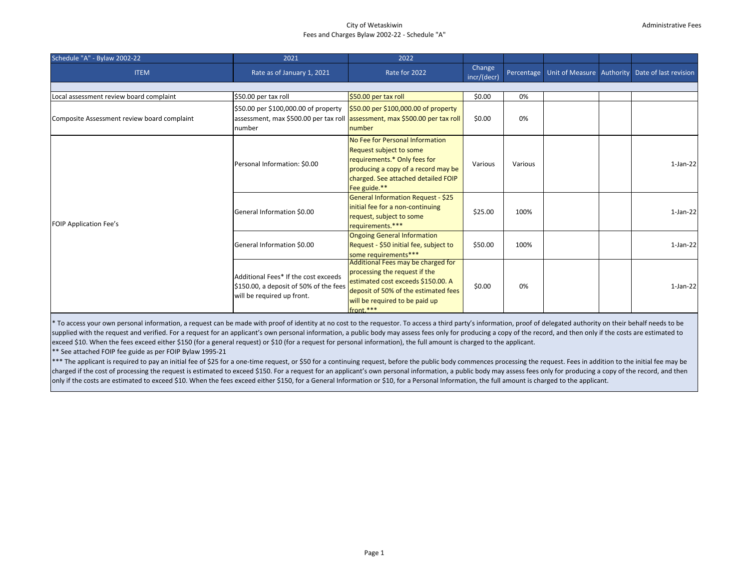City of Wetaskiwin
Fees and Charges Bylaw 2002-22 - Schedule "A"

Administrative Fees

| Schedule "A" - Bylaw 2002-22 | 2021 | 2022 | | | | | |
|---|---|---|---|---|---|---|---|
| ITEM | Rate as of January 1, 2021 | Rate for 2022 | Change incr/(decr) | Percentage | Unit of Measure | Authority | Date of last revision |
| Local assessment review board complaint | $50.00 per tax roll | $50.00 per tax roll | $0.00 | 0% | | | |
| Composite Assessment review board complaint | $50.00 per $100,000.00 of property assessment, max $500.00 per tax roll number | $50.00 per $100,000.00 of property assessment, max $500.00 per tax roll number | $0.00 | 0% | | | |
| FOIP Application Fee's | Personal Information: $0.00 | No Fee for Personal Information Request subject to some requirements.* Only fees for producing a copy of a record may be charged. See attached detailed FOIP Fee guide.** | Various | Various | | | 1-Jan-22 |
| | General Information $0.00 | General Information Request - $25 initial fee for a non-continuing request, subject to some requirements.*** | $25.00 | 100% | | | 1-Jan-22 |
| | General Information $0.00 | Ongoing General Information Request - $50 initial fee, subject to some requirements*** | $50.00 | 100% | | | 1-Jan-22 |
| | Additional Fees* If the cost exceeds $150.00, a deposit of 50% of the fees will be required up front. | Additional Fees may be charged for processing the request if the estimated cost exceeds $150.00. A deposit of 50% of the estimated fees will be required to be paid up front.*** | $0.00 | 0% | | | 1-Jan-22 |

* To access your own personal information, a request can be made with proof of identity at no cost to the requestor. To access a third party's information, proof of delegated authority on their behalf needs to be supplied with the request and verified. For a request for an applicant's own personal information, a public body may assess fees only for producing a copy of the record, and then only if the costs are estimated to exceed $10. When the fees exceed either $150 (for a general request) or $10 (for a request for personal information), the full amount is charged to the applicant.

** See attached FOIP fee guide as per FOIP Bylaw 1995-21

*** The applicant is required to pay an initial fee of $25 for a one-time request, or $50 for a continuing request, before the public body commences processing the request. Fees in addition to the initial fee may be charged if the cost of processing the request is estimated to exceed $150. For a request for an applicant's own personal information, a public body may assess fees only for producing a copy of the record, and then only if the costs are estimated to exceed $10. When the fees exceed either $150, for a General Information or $10, for a Personal Information, the full amount is charged to the applicant.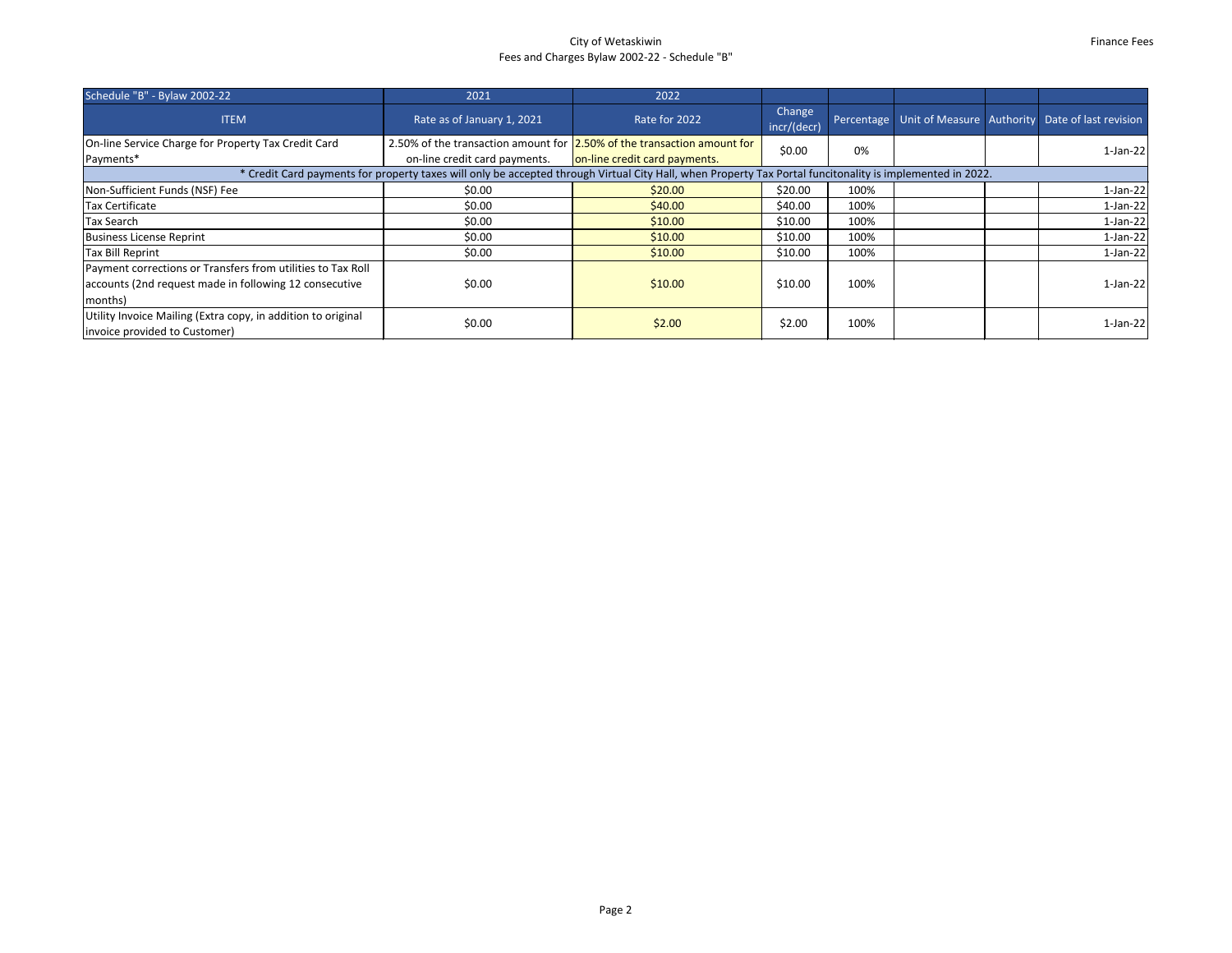City of Wetaskiwin
Fees and Charges Bylaw 2002-22 - Schedule "B"

Finance Fees

| Schedule "B" - Bylaw 2002-22 | 2021 | 2022 | | | | | |
|---|---|---|---|---|---|---|---|
| ITEM | Rate as of January 1, 2021 | Rate for 2022 | Change incr/(decr) | Percentage | Unit of Measure | Authority | Date of last revision |
| On-line Service Charge for Property Tax Credit Card Payments* | 2.50% of the transaction amount for on-line credit card payments. | 2.50% of the transaction amount for on-line credit card payments. | $0.00 | 0% | | | 1-Jan-22 |
| * Credit Card payments for property taxes will only be accepted through Virtual City Hall, when Property Tax Portal funcitonality is implemented in 2022. | | | | | | | |
| Non-Sufficient Funds (NSF) Fee | $0.00 | $20.00 | $20.00 | 100% | | | 1-Jan-22 |
| Tax Certificate | $0.00 | $40.00 | $40.00 | 100% | | | 1-Jan-22 |
| Tax Search | $0.00 | $10.00 | $10.00 | 100% | | | 1-Jan-22 |
| Business License Reprint | $0.00 | $10.00 | $10.00 | 100% | | | 1-Jan-22 |
| Tax Bill Reprint | $0.00 | $10.00 | $10.00 | 100% | | | 1-Jan-22 |
| Payment corrections or Transfers from utilities to Tax Roll accounts (2nd request made in following 12 consecutive months) | $0.00 | $10.00 | $10.00 | 100% | | | 1-Jan-22 |
| Utility Invoice Mailing (Extra copy, in addition to original invoice provided to Customer) | $0.00 | $2.00 | $2.00 | 100% | | | 1-Jan-22 |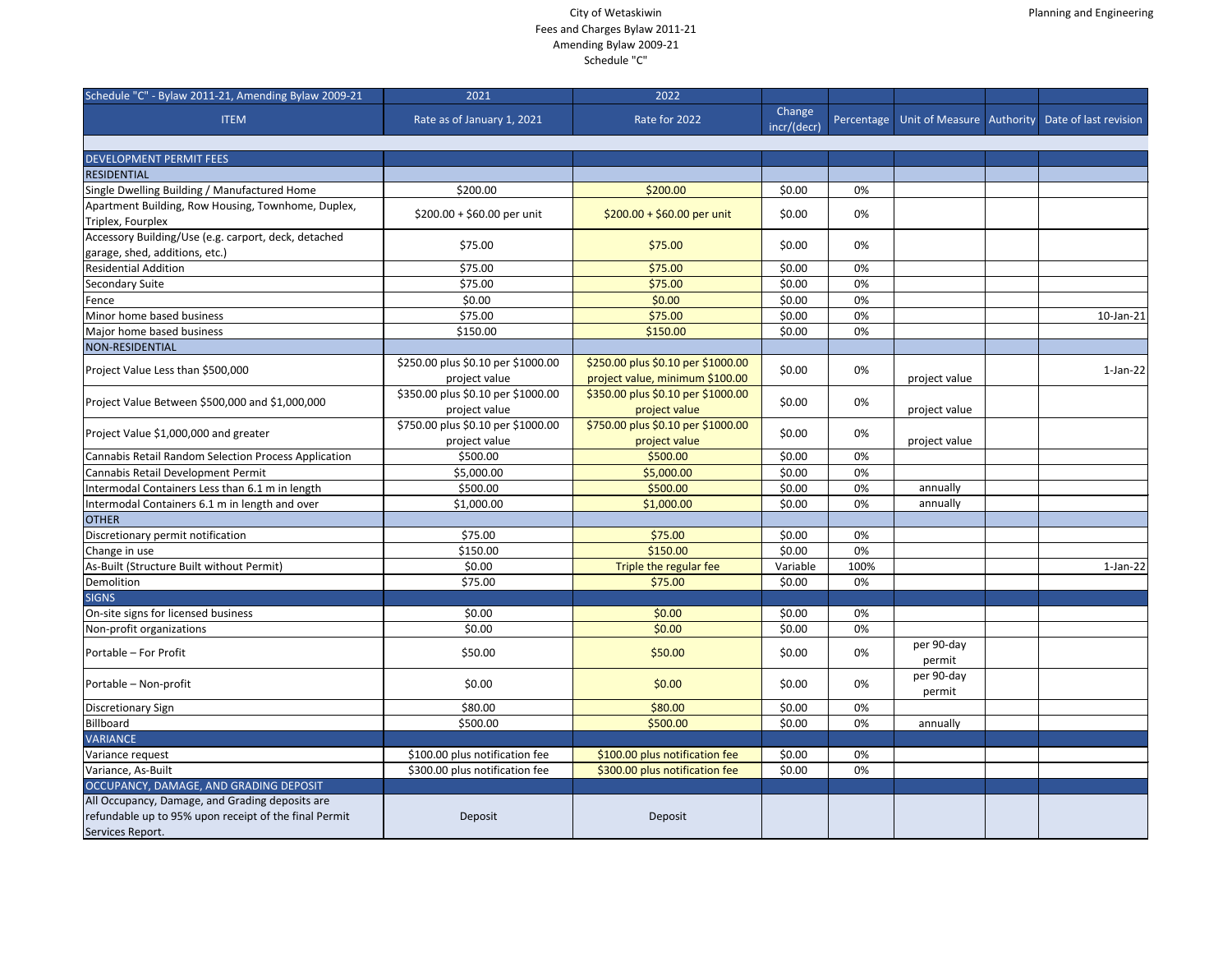City of Wetaskiwin
Fees and Charges Bylaw 2011-21
Amending Bylaw 2009-21
Schedule "C"

Planning and Engineering

| Schedule "C" - Bylaw 2011-21, Amending Bylaw 2009-21 | 2021 | 2022 | | | | | |
|---|---|---|---|---|---|---|---|
| ITEM | Rate as of January 1, 2021 | Rate for 2022 | Change incr/(decr) | Percentage | Unit of Measure | Authority | Date of last revision |
| | | | | | | | |
| DEVELOPMENT PERMIT FEES | | | | | | | |
| RESIDENTIAL | | | | | | | |
| Single Dwelling Building / Manufactured Home | $200.00 | $200.00 | $0.00 | 0% | | | |
| Apartment Building, Row Housing, Townhome, Duplex, Triplex, Fourplex | $200.00 + $60.00 per unit | $200.00 + $60.00 per unit | $0.00 | 0% | | | |
| Accessory Building/Use (e.g. carport, deck, detached garage, shed, additions, etc.) | $75.00 | $75.00 | $0.00 | 0% | | | |
| Residential Addition | $75.00 | $75.00 | $0.00 | 0% | | | |
| Secondary Suite | $75.00 | $75.00 | $0.00 | 0% | | | |
| Fence | $0.00 | $0.00 | $0.00 | 0% | | | |
| Minor home based business | $75.00 | $75.00 | $0.00 | 0% | | | 10-Jan-21 |
| Major home based business | $150.00 | $150.00 | $0.00 | 0% | | | |
| NON-RESIDENTIAL | | | | | | | |
| Project Value Less than $500,000 | $250.00 plus $0.10 per $1000.00 project value | $250.00 plus $0.10 per $1000.00 project value, minimum $100.00 | $0.00 | 0% | project value | | 1-Jan-22 |
| Project Value Between $500,000 and $1,000,000 | $350.00 plus $0.10 per $1000.00 project value | $350.00 plus $0.10 per $1000.00 project value | $0.00 | 0% | project value | | |
| Project Value $1,000,000 and greater | $750.00 plus $0.10 per $1000.00 project value | $750.00 plus $0.10 per $1000.00 project value | $0.00 | 0% | project value | | |
| Cannabis Retail Random Selection Process Application | $500.00 | $500.00 | $0.00 | 0% | | | |
| Cannabis Retail Development Permit | $5,000.00 | $5,000.00 | $0.00 | 0% | | | |
| Intermodal Containers Less than 6.1 m in length | $500.00 | $500.00 | $0.00 | 0% | annually | | |
| Intermodal Containers 6.1 m in length and over | $1,000.00 | $1,000.00 | $0.00 | 0% | annually | | |
| OTHER | | | | | | | |
| Discretionary permit notification | $75.00 | $75.00 | $0.00 | 0% | | | |
| Change in use | $150.00 | $150.00 | $0.00 | 0% | | | |
| As-Built (Structure Built without Permit) | $0.00 | Triple the regular fee | Variable | 100% | | | 1-Jan-22 |
| Demolition | $75.00 | $75.00 | $0.00 | 0% | | | |
| SIGNS | | | | | | | |
| On-site signs for licensed business | $0.00 | $0.00 | $0.00 | 0% | | | |
| Non-profit organizations | $0.00 | $0.00 | $0.00 | 0% | | | |
| Portable – For Profit | $50.00 | $50.00 | $0.00 | 0% | per 90-day permit | | |
| Portable – Non-profit | $0.00 | $0.00 | $0.00 | 0% | per 90-day permit | | |
| Discretionary Sign | $80.00 | $80.00 | $0.00 | 0% | | | |
| Billboard | $500.00 | $500.00 | $0.00 | 0% | annually | | |
| VARIANCE | | | | | | | |
| Variance request | $100.00 plus notification fee | $100.00 plus notification fee | $0.00 | 0% | | | |
| Variance, As-Built | $300.00 plus notification fee | $300.00 plus notification fee | $0.00 | 0% | | | |
| OCCUPANCY, DAMAGE, AND GRADING DEPOSIT | | | | | | | |
| All Occupancy, Damage, and Grading deposits are refundable up to 95% upon receipt of the final Permit Services Report. | Deposit | Deposit | | | | | |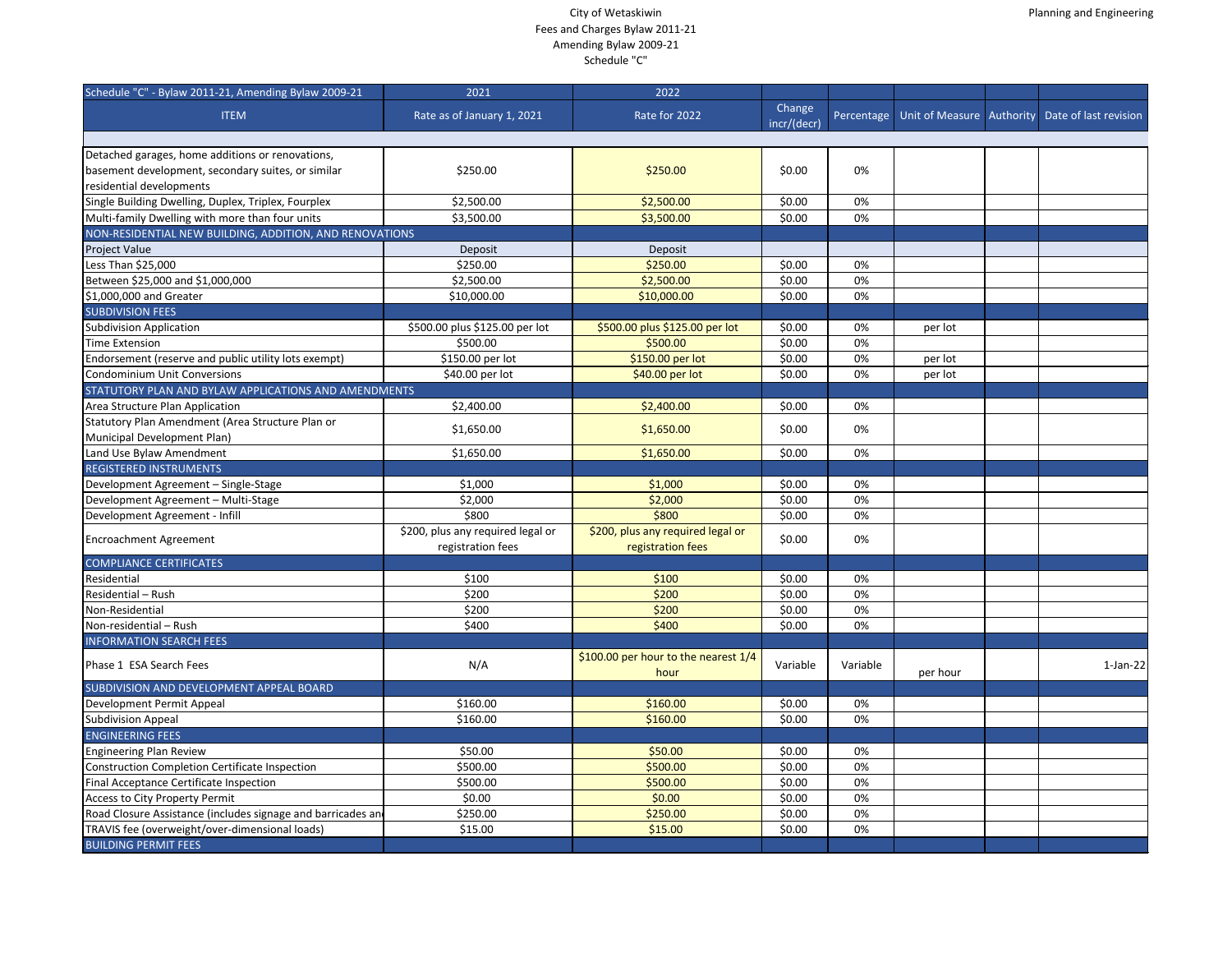City of Wetaskiwin
Fees and Charges Bylaw 2011-21
Amending Bylaw 2009-21
Schedule "C"

Planning and Engineering

| Schedule "C" - Bylaw 2011-21, Amending Bylaw 2009-21 | 2021 | 2022 | | | | | |
|---|---|---|---|---|---|---|---|
| ITEM | Rate as of January 1, 2021 | Rate for 2022 | Change incr/(decr) | Percentage | Unit of Measure | Authority | Date of last revision |
| | | | | | | | |
| Detached garages, home additions or renovations, basement development, secondary suites, or similar residential developments | $250.00 | $250.00 | $0.00 | 0% | | | |
| Single Building Dwelling, Duplex, Triplex, Fourplex | $2,500.00 | $2,500.00 | $0.00 | 0% | | | |
| Multi-family Dwelling with more than four units | $3,500.00 | $3,500.00 | $0.00 | 0% | | | |
| NON-RESIDENTIAL NEW BUILDING, ADDITION, AND RENOVATIONS | | | | | | | |
| Project Value | Deposit | Deposit | | | | | |
| Less Than $25,000 | $250.00 | $250.00 | $0.00 | 0% | | | |
| Between $25,000 and $1,000,000 | $2,500.00 | $2,500.00 | $0.00 | 0% | | | |
| $1,000,000 and Greater | $10,000.00 | $10,000.00 | $0.00 | 0% | | | |
| SUBDIVISION FEES | | | | | | | |
| Subdivision Application | $500.00 plus $125.00 per lot | $500.00 plus $125.00 per lot | $0.00 | 0% | per lot | | |
| Time Extension | $500.00 | $500.00 | $0.00 | 0% | | | |
| Endorsement (reserve and public utility lots exempt) | $150.00 per lot | $150.00 per lot | $0.00 | 0% | per lot | | |
| Condominium Unit Conversions | $40.00 per lot | $40.00 per lot | $0.00 | 0% | per lot | | |
| STATUTORY PLAN AND BYLAW APPLICATIONS AND AMENDMENTS | | | | | | | |
| Area Structure Plan Application | $2,400.00 | $2,400.00 | $0.00 | 0% | | | |
| Statutory Plan Amendment (Area Structure Plan or Municipal Development Plan) | $1,650.00 | $1,650.00 | $0.00 | 0% | | | |
| Land Use Bylaw Amendment | $1,650.00 | $1,650.00 | $0.00 | 0% | | | |
| REGISTERED INSTRUMENTS | | | | | | | |
| Development Agreement – Single-Stage | $1,000 | $1,000 | $0.00 | 0% | | | |
| Development Agreement – Multi-Stage | $2,000 | $2,000 | $0.00 | 0% | | | |
| Development Agreement - Infill | $800 | $800 | $0.00 | 0% | | | |
| Encroachment Agreement | $200, plus any required legal or registration fees | $200, plus any required legal or registration fees | $0.00 | 0% | | | |
| COMPLIANCE CERTIFICATES | | | | | | | |
| Residential | $100 | $100 | $0.00 | 0% | | | |
| Residential – Rush | $200 | $200 | $0.00 | 0% | | | |
| Non-Residential | $200 | $200 | $0.00 | 0% | | | |
| Non-residential – Rush | $400 | $400 | $0.00 | 0% | | | |
| INFORMATION SEARCH FEES | | | | | | | |
| Phase 1 ESA Search Fees | N/A | $100.00 per hour to the nearest 1/4 hour | Variable | Variable | per hour | | 1-Jan-22 |
| SUBDIVISION AND DEVELOPMENT APPEAL BOARD | | | | | | | |
| Development Permit Appeal | $160.00 | $160.00 | $0.00 | 0% | | | |
| Subdivision Appeal | $160.00 | $160.00 | $0.00 | 0% | | | |
| ENGINEERING FEES | | | | | | | |
| Engineering Plan Review | $50.00 | $50.00 | $0.00 | 0% | | | |
| Construction Completion Certificate Inspection | $500.00 | $500.00 | $0.00 | 0% | | | |
| Final Acceptance Certificate Inspection | $500.00 | $500.00 | $0.00 | 0% | | | |
| Access to City Property Permit | $0.00 | $0.00 | $0.00 | 0% | | | |
| Road Closure Assistance (includes signage and barricades an | $250.00 | $250.00 | $0.00 | 0% | | | |
| TRAVIS fee (overweight/over-dimensional loads) | $15.00 | $15.00 | $0.00 | 0% | | | |
| BUILDING PERMIT FEES | | | | | | | |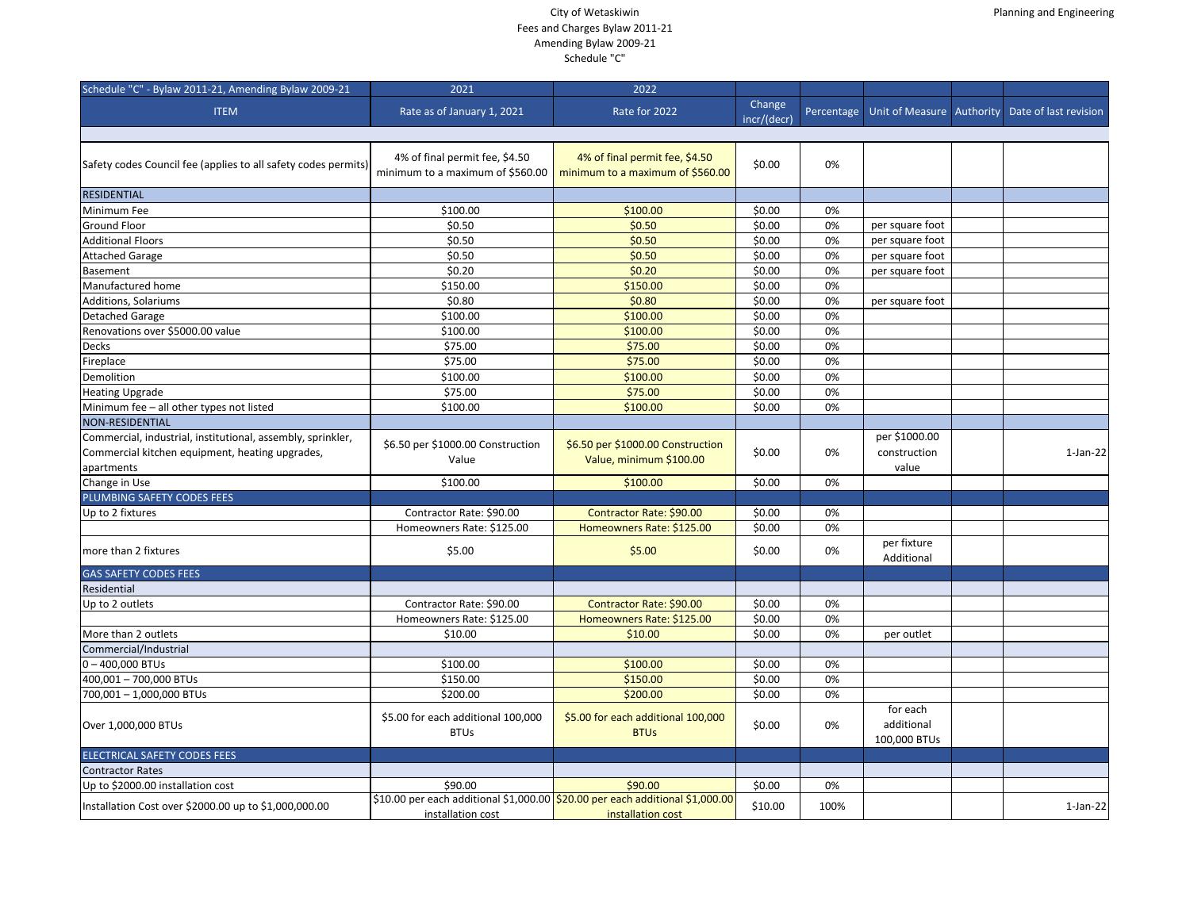City of Wetaskiwin
Fees and Charges Bylaw 2011-21
Amending Bylaw 2009-21
Schedule "C"

Planning and Engineering

| Schedule "C" - Bylaw 2011-21, Amending Bylaw 2009-21 | 2021 | 2022 | | | | | |
|---|---|---|---|---|---|---|---|
| ITEM | Rate as of January 1, 2021 | Rate for 2022 | Change incr/(decr) | Percentage | Unit of Measure | Authority | Date of last revision |
| | | | | | | | |
| Safety codes Council fee (applies to all safety codes permits) | 4% of final permit fee, $4.50 minimum to a maximum of $560.00 | 4% of final permit fee, $4.50 minimum to a maximum of $560.00 | $0.00 | 0% | | | |
| RESIDENTIAL | | | | | | | |
| Minimum Fee | $100.00 | $100.00 | $0.00 | 0% | | | |
| Ground Floor | $0.50 | $0.50 | $0.00 | 0% | per square foot | | |
| Additional Floors | $0.50 | $0.50 | $0.00 | 0% | per square foot | | |
| Attached Garage | $0.50 | $0.50 | $0.00 | 0% | per square foot | | |
| Basement | $0.20 | $0.20 | $0.00 | 0% | per square foot | | |
| Manufactured home | $150.00 | $150.00 | $0.00 | 0% | | | |
| Additions, Solariums | $0.80 | $0.80 | $0.00 | 0% | per square foot | | |
| Detached Garage | $100.00 | $100.00 | $0.00 | 0% | | | |
| Renovations over $5000.00 value | $100.00 | $100.00 | $0.00 | 0% | | | |
| Decks | $75.00 | $75.00 | $0.00 | 0% | | | |
| Fireplace | $75.00 | $75.00 | $0.00 | 0% | | | |
| Demolition | $100.00 | $100.00 | $0.00 | 0% | | | |
| Heating Upgrade | $75.00 | $75.00 | $0.00 | 0% | | | |
| Minimum fee – all other types not listed | $100.00 | $100.00 | $0.00 | 0% | | | |
| NON-RESIDENTIAL | | | | | | | |
| Commercial, industrial, institutional, assembly, sprinkler, Commercial kitchen equipment, heating upgrades, apartments | $6.50 per $1000.00 Construction Value | $6.50 per $1000.00 Construction Value, minimum $100.00 | $0.00 | 0% | per $1000.00 construction value | | 1-Jan-22 |
| Change in Use | $100.00 | $100.00 | $0.00 | 0% | | | |
| PLUMBING SAFETY CODES FEES | | | | | | | |
| Up to 2 fixtures | Contractor Rate: $90.00 | Contractor Rate: $90.00 | $0.00 | 0% | | | |
| | Homeowners Rate: $125.00 | Homeowners Rate: $125.00 | $0.00 | 0% | | | |
| more than 2 fixtures | $5.00 | $5.00 | $0.00 | 0% | per fixture Additional | | |
| GAS SAFETY CODES FEES | | | | | | | |
| Residential | | | | | | | |
| Up to 2 outlets | Contractor Rate: $90.00 | Contractor Rate: $90.00 | $0.00 | 0% | | | |
| | Homeowners Rate: $125.00 | Homeowners Rate: $125.00 | $0.00 | 0% | | | |
| More than 2 outlets | $10.00 | $10.00 | $0.00 | 0% | per outlet | | |
| Commercial/Industrial | | | | | | | |
| 0 – 400,000 BTUs | $100.00 | $100.00 | $0.00 | 0% | | | |
| 400,001 – 700,000 BTUs | $150.00 | $150.00 | $0.00 | 0% | | | |
| 700,001 – 1,000,000 BTUs | $200.00 | $200.00 | $0.00 | 0% | | | |
| Over 1,000,000 BTUs | $5.00 for each additional 100,000 BTUs | $5.00 for each additional 100,000 BTUs | $0.00 | 0% | for each additional 100,000 BTUs | | |
| ELECTRICAL SAFETY CODES FEES | | | | | | | |
| Contractor Rates | | | | | | | |
| Up to $2000.00 installation cost | $90.00 | $90.00 | $0.00 | 0% | | | |
| Installation Cost over $2000.00 up to $1,000,000.00 | $10.00 per each additional $1,000.00 installation cost | $20.00 per each additional $1,000.00 installation cost | $10.00 | 100% | | | 1-Jan-22 |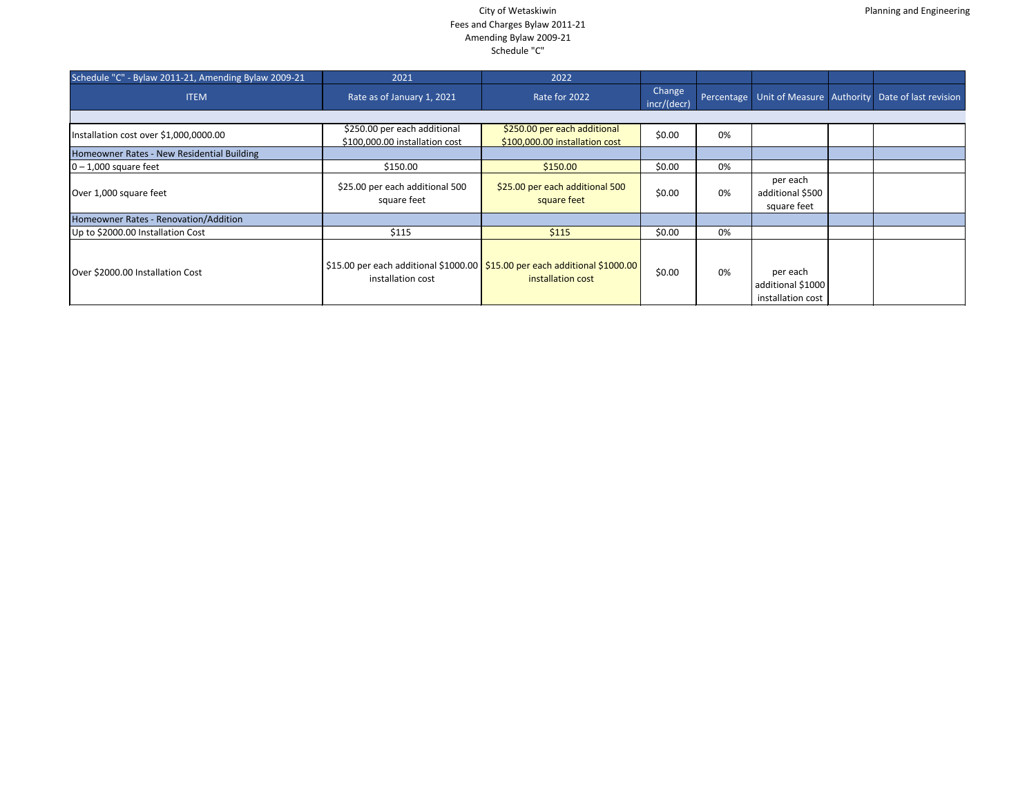City of Wetaskiwin
Fees and Charges Bylaw 2011-21
Amending Bylaw 2009-21
Schedule "C"

Planning and Engineering

| Schedule "C" - Bylaw 2011-21, Amending Bylaw 2009-21 | 2021 | 2022 | | | | | |
|---|---|---|---|---|---|---|---|
| ITEM | Rate as of January 1, 2021 | Rate for 2022 | Change incr/(decr) | Percentage | Unit of Measure | Authority | Date of last revision |
| | | | | | | | |
| Installation cost over $1,000,0000.00 | $250.00 per each additional $100,000.00 installation cost | $250.00 per each additional $100,000.00 installation cost | $0.00 | 0% | | | |
| Homeowner Rates - New Residential Building | | | | | | | |
| 0 – 1,000 square feet | $150.00 | $150.00 | $0.00 | 0% | | | |
| Over 1,000 square feet | $25.00 per each additional 500 square feet | $25.00 per each additional 500 square feet | $0.00 | 0% | per each additional $500 square feet | | |
| Homeowner Rates - Renovation/Addition | | | | | | | |
| Up to $2000.00 Installation Cost | $115 | $115 | $0.00 | 0% | | | |
| Over $2000.00 Installation Cost | $15.00 per each additional $1000.00 installation cost | $15.00 per each additional $1000.00 installation cost | $0.00 | 0% | per each additional $1000 installation cost | | |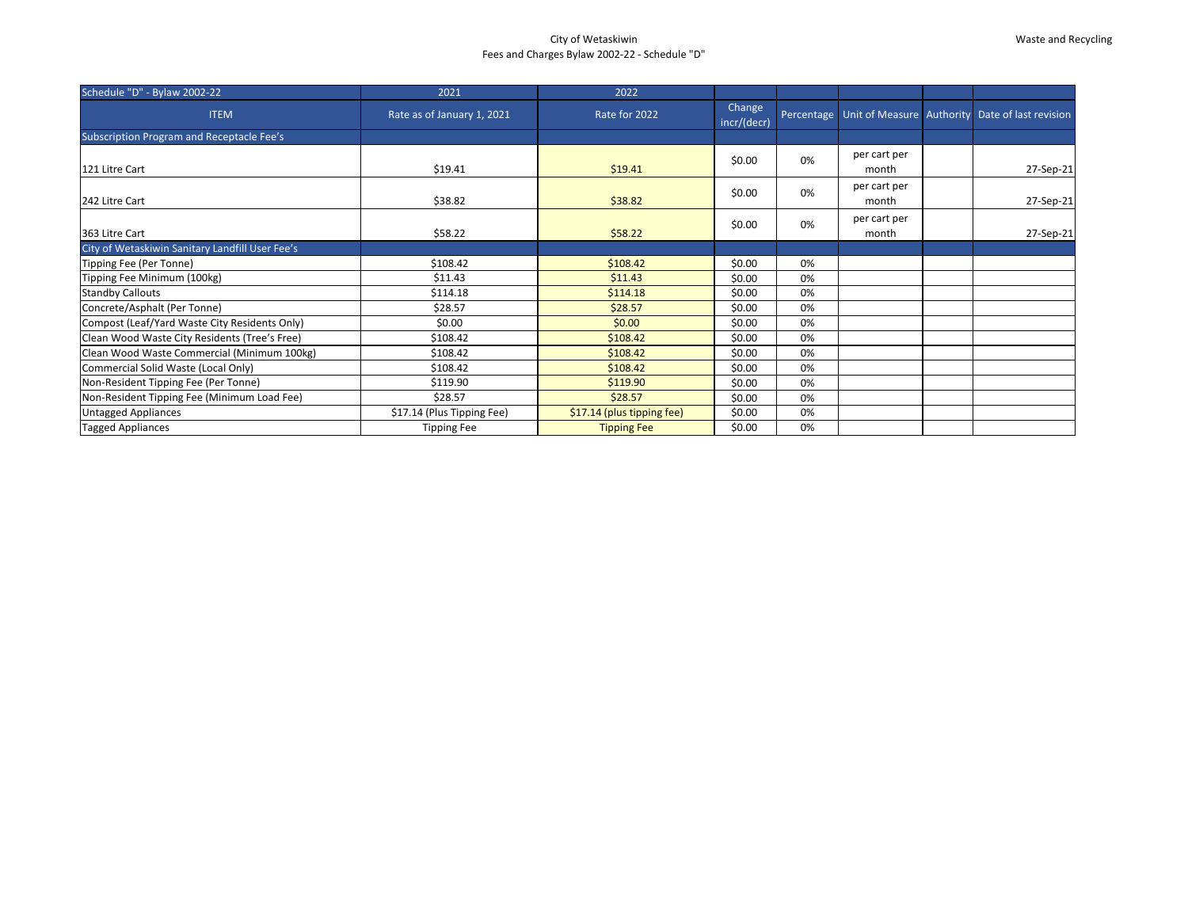City of Wetaskiwin
Fees and Charges Bylaw 2002-22 - Schedule "D"

Waste and Recycling

| Schedule "D" - Bylaw 2002-22 | 2021 | 2022 | | | | | |
|---|---|---|---|---|---|---|---|
| ITEM | Rate as of January 1, 2021 | Rate for 2022 | Change incr/(decr) | Percentage | Unit of Measure | Authority | Date of last revision |
| Subscription Program and Receptacle Fee's | | | | | | | |
| 121 Litre Cart | $19.41 | $19.41 | $0.00 | 0% | per cart per month | | 27-Sep-21 |
| 242 Litre Cart | $38.82 | $38.82 | $0.00 | 0% | per cart per month | | 27-Sep-21 |
| 363 Litre Cart | $58.22 | $58.22 | $0.00 | 0% | per cart per month | | 27-Sep-21 |
| City of Wetaskiwin Sanitary Landfill User Fee's | | | | | | | |
| Tipping Fee (Per Tonne) | $108.42 | $108.42 | $0.00 | 0% | | | |
| Tipping Fee Minimum (100kg) | $11.43 | $11.43 | $0.00 | 0% | | | |
| Standby Callouts | $114.18 | $114.18 | $0.00 | 0% | | | |
| Concrete/Asphalt (Per Tonne) | $28.57 | $28.57 | $0.00 | 0% | | | |
| Compost (Leaf/Yard Waste City Residents Only) | $0.00 | $0.00 | $0.00 | 0% | | | |
| Clean Wood Waste City Residents (Tree's Free) | $108.42 | $108.42 | $0.00 | 0% | | | |
| Clean Wood Waste Commercial (Minimum 100kg) | $108.42 | $108.42 | $0.00 | 0% | | | |
| Commercial Solid Waste (Local Only) | $108.42 | $108.42 | $0.00 | 0% | | | |
| Non-Resident Tipping Fee (Per Tonne) | $119.90 | $119.90 | $0.00 | 0% | | | |
| Non-Resident Tipping Fee (Minimum Load Fee) | $28.57 | $28.57 | $0.00 | 0% | | | |
| Untagged Appliances | $17.14 (Plus Tipping Fee) | $17.14 (plus tipping fee) | $0.00 | 0% | | | |
| Tagged Appliances | Tipping Fee | Tipping Fee | $0.00 | 0% | | | |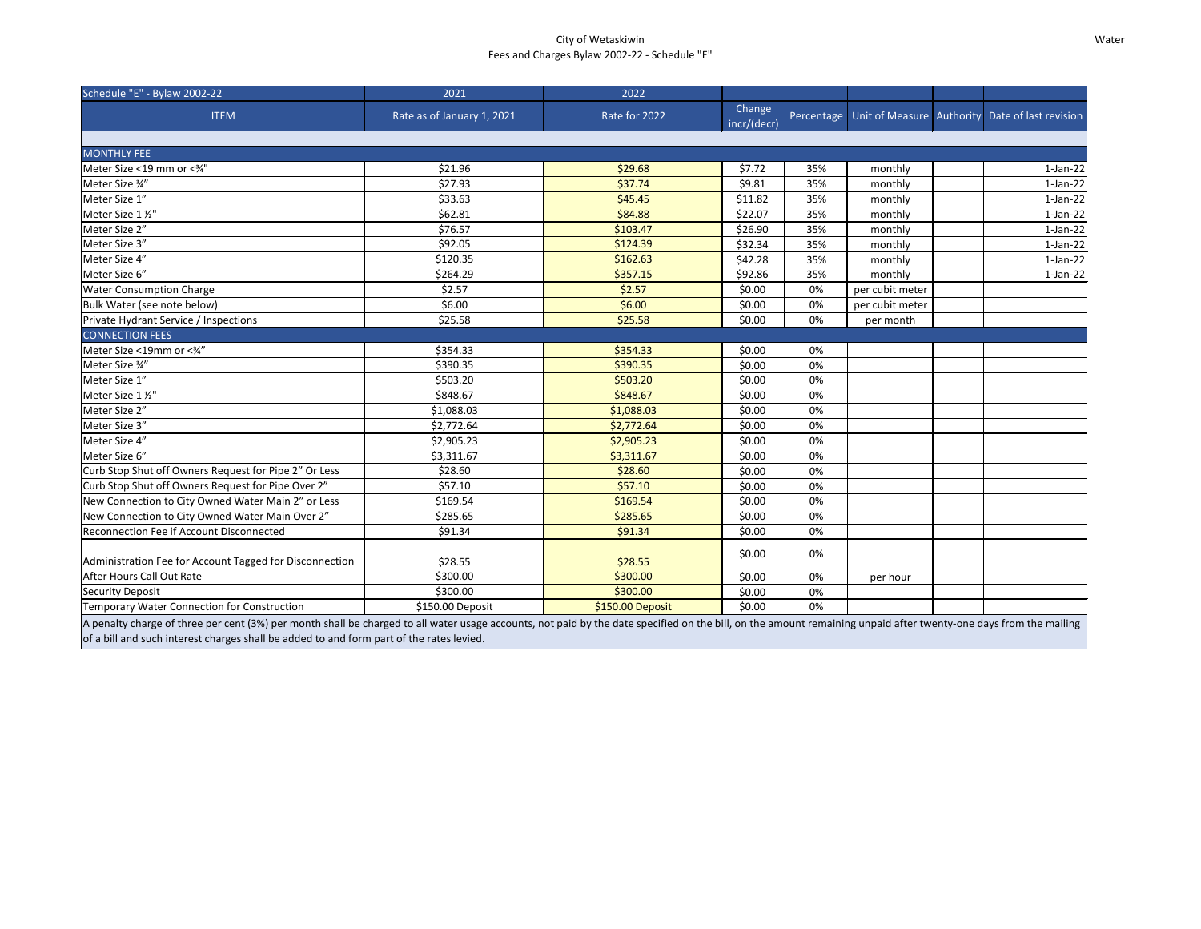City of Wetaskiwin
Fees and Charges Bylaw 2002-22 - Schedule "E"

Water

| Schedule "E" - Bylaw 2002-22 | 2021 | 2022 | | | | | |
|---|---|---|---|---|---|---|---|
| ITEM | Rate as of January 1, 2021 | Rate for 2022 | Change incr/(decr) | Percentage | Unit of Measure | Authority | Date of last revision |
| | | | | | | | |
| MONTHLY FEE | | | | | | | |
| Meter Size <19 mm or <¾" | $21.96 | $29.68 | $7.72 | 35% | monthly | | 1-Jan-22 |
| Meter Size ¾" | $27.93 | $37.74 | $9.81 | 35% | monthly | | 1-Jan-22 |
| Meter Size 1" | $33.63 | $45.45 | $11.82 | 35% | monthly | | 1-Jan-22 |
| Meter Size 1 ½" | $62.81 | $84.88 | $22.07 | 35% | monthly | | 1-Jan-22 |
| Meter Size 2" | $76.57 | $103.47 | $26.90 | 35% | monthly | | 1-Jan-22 |
| Meter Size 3" | $92.05 | $124.39 | $32.34 | 35% | monthly | | 1-Jan-22 |
| Meter Size 4" | $120.35 | $162.63 | $42.28 | 35% | monthly | | 1-Jan-22 |
| Meter Size 6" | $264.29 | $357.15 | $92.86 | 35% | monthly | | 1-Jan-22 |
| Water Consumption Charge | $2.57 | $2.57 | $0.00 | 0% | per cubit meter | | |
| Bulk Water (see note below) | $6.00 | $6.00 | $0.00 | 0% | per cubit meter | | |
| Private Hydrant Service / Inspections | $25.58 | $25.58 | $0.00 | 0% | per month | | |
| CONNECTION FEES | | | | | | | |
| Meter Size <19mm or <¾" | $354.33 | $354.33 | $0.00 | 0% | | | |
| Meter Size ¾" | $390.35 | $390.35 | $0.00 | 0% | | | |
| Meter Size 1" | $503.20 | $503.20 | $0.00 | 0% | | | |
| Meter Size 1 ½" | $848.67 | $848.67 | $0.00 | 0% | | | |
| Meter Size 2" | $1,088.03 | $1,088.03 | $0.00 | 0% | | | |
| Meter Size 3" | $2,772.64 | $2,772.64 | $0.00 | 0% | | | |
| Meter Size 4" | $2,905.23 | $2,905.23 | $0.00 | 0% | | | |
| Meter Size 6" | $3,311.67 | $3,311.67 | $0.00 | 0% | | | |
| Curb Stop Shut off Owners Request for Pipe 2" Or Less | $28.60 | $28.60 | $0.00 | 0% | | | |
| Curb Stop Shut off Owners Request for Pipe Over 2" | $57.10 | $57.10 | $0.00 | 0% | | | |
| New Connection to City Owned Water Main 2" or Less | $169.54 | $169.54 | $0.00 | 0% | | | |
| New Connection to City Owned Water Main Over 2" | $285.65 | $285.65 | $0.00 | 0% | | | |
| Reconnection Fee if Account Disconnected | $91.34 | $91.34 | $0.00 | 0% | | | |
| Administration Fee for Account Tagged for Disconnection | $28.55 | $28.55 | $0.00 | 0% | | | |
| After Hours Call Out Rate | $300.00 | $300.00 | $0.00 | 0% | per hour | | |
| Security Deposit | $300.00 | $300.00 | $0.00 | 0% | | | |
| Temporary Water Connection for Construction | $150.00 Deposit | $150.00 Deposit | $0.00 | 0% | | | |

A penalty charge of three per cent (3%) per month shall be charged to all water usage accounts, not paid by the date specified on the bill, on the amount remaining unpaid after twenty-one days from the mailing of a bill and such interest charges shall be added to and form part of the rates levied.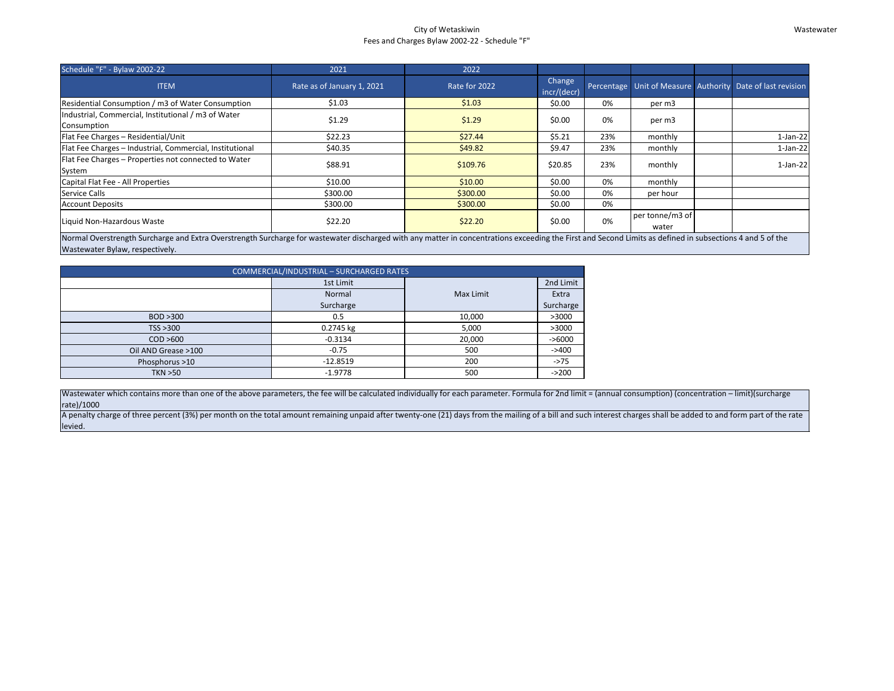City of Wetaskiwin
Fees and Charges Bylaw 2002-22 - Schedule "F"

Wastewater

| Schedule "F" - Bylaw 2002-22 | 2021 | 2022 | | | | | |
|---|---|---|---|---|---|---|---|
| ITEM | Rate as of January 1, 2021 | Rate for 2022 | Change incr/(decr) | Percentage | Unit of Measure | Authority | Date of last revision |
| Residential Consumption / m3 of Water Consumption | $1.03 | $1.03 | $0.00 | 0% | per m3 | | |
| Industrial, Commercial, Institutional / m3 of Water Consumption | $1.29 | $1.29 | $0.00 | 0% | per m3 | | |
| Flat Fee Charges – Residential/Unit | $22.23 | $27.44 | $5.21 | 23% | monthly | | 1-Jan-22 |
| Flat Fee Charges – Industrial, Commercial, Institutional | $40.35 | $49.82 | $9.47 | 23% | monthly | | 1-Jan-22 |
| Flat Fee Charges – Properties not connected to Water System | $88.91 | $109.76 | $20.85 | 23% | monthly | | 1-Jan-22 |
| Capital Flat Fee - All Properties | $10.00 | $10.00 | $0.00 | 0% | monthly | | |
| Service Calls | $300.00 | $300.00 | $0.00 | 0% | per hour | | |
| Account Deposits | $300.00 | $300.00 | $0.00 | 0% | | | |
| Liquid Non-Hazardous Waste | $22.20 | $22.20 | $0.00 | 0% | per tonne/m3 of water | | |

Normal Overstrength Surcharge and Extra Overstrength Surcharge for wastewater discharged with any matter in concentrations exceeding the First and Second Limits as defined in subsections 4 and 5 of the Wastewater Bylaw, respectively.

| COMMERCIAL/INDUSTRIAL – SURCHARGED RATES | | | |
|---|---|---|---|
| | 1st Limit | | 2nd Limit |
| | Normal Surcharge | Max Limit | Extra Surcharge |
| BOD >300 | 0.5 | 10,000 | >3000 |
| TSS >300 | 0.2745 kg | 5,000 | >3000 |
| COD >600 | -0.3134 | 20,000 | ->6000 |
| Oil AND Grease >100 | -0.75 | 500 | ->400 |
| Phosphorus >10 | -12.8519 | 200 | ->75 |
| TKN >50 | -1.9778 | 500 | ->200 |

Wastewater which contains more than one of the above parameters, the fee will be calculated individually for each parameter. Formula for 2nd limit = (annual consumption) (concentration – limit)(surcharge rate)/1000

A penalty charge of three percent (3%) per month on the total amount remaining unpaid after twenty-one (21) days from the mailing of a bill and such interest charges shall be added to and form part of the rate levied.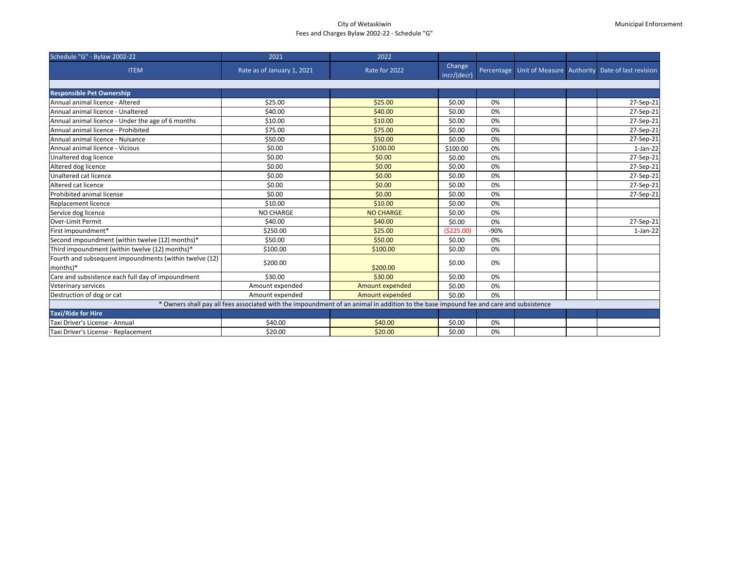City of Wetaskiwin
Fees and Charges Bylaw 2002-22 - Schedule "G"

Municipal Enforcement

| Schedule "G" - Bylaw 2002-22 | 2021 | 2022 | | | | | |
|---|---|---|---|---|---|---|---|
| ITEM | Rate as of January 1, 2021 | Rate for 2022 | Change incr/(decr) | Percentage | Unit of Measure | Authority | Date of last revision |
| **Responsible Pet Ownership** | | | | | | | |
| Annual animal licence - Altered | $25.00 | $25.00 | $0.00 | 0% | | | 27-Sep-21 |
| Annual animal licence - Unaltered | $40.00 | $40.00 | $0.00 | 0% | | | 27-Sep-21 |
| Annual animal licence - Under the age of 6 months | $10.00 | $10.00 | $0.00 | 0% | | | 27-Sep-21 |
| Annual animal licence - Prohibited | $75.00 | $75.00 | $0.00 | 0% | | | 27-Sep-21 |
| Annual animal licence - Nuisance | $50.00 | $50.00 | $0.00 | 0% | | | 27-Sep-21 |
| Annual animal licence - Vicious | $0.00 | $100.00 | $100.00 | 0% | | | 1-Jan-22 |
| Unaltered dog licence | $0.00 | $0.00 | $0.00 | 0% | | | 27-Sep-21 |
| Altered dog licence | $0.00 | $0.00 | $0.00 | 0% | | | 27-Sep-21 |
| Unaltered cat licence | $0.00 | $0.00 | $0.00 | 0% | | | 27-Sep-21 |
| Altered cat licence | $0.00 | $0.00 | $0.00 | 0% | | | 27-Sep-21 |
| Prohibited animal license | $0.00 | $0.00 | $0.00 | 0% | | | 27-Sep-21 |
| Replacement licence | $10.00 | $10.00 | $0.00 | 0% | | | |
| Service dog licence | NO CHARGE | NO CHARGE | $0.00 | 0% | | | |
| Over-Limit Permit | $40.00 | $40.00 | $0.00 | 0% | | | 27-Sep-21 |
| First impoundment* | $250.00 | $25.00 | ($225.00) | -90% | | | 1-Jan-22 |
| Second impoundment (within twelve (12) months)* | $50.00 | $50.00 | $0.00 | 0% | | | |
| Third impoundment (within twelve (12) months)* | $100.00 | $100.00 | $0.00 | 0% | | | |
| Fourth and subsequent impoundments (within twelve (12) months)* | $200.00 | $200.00 | $0.00 | 0% | | | |
| Care and subsistence each full day of impoundment | $30.00 | $30.00 | $0.00 | 0% | | | |
| Veterinary services | Amount expended | Amount expended | $0.00 | 0% | | | |
| Destruction of dog or cat | Amount expended | Amount expended | $0.00 | 0% | | | |
| * Owners shall pay all fees associated with the impoundment of an animal in addition to the base impound fee and care and subsistence | | | | | | | |
| **Taxi/Ride for Hire** | | | | | | | |
| Taxi Driver's License - Annual | $40.00 | $40.00 | $0.00 | 0% | | | |
| Taxi Driver's License - Replacement | $20.00 | $20.00 | $0.00 | 0% | | | |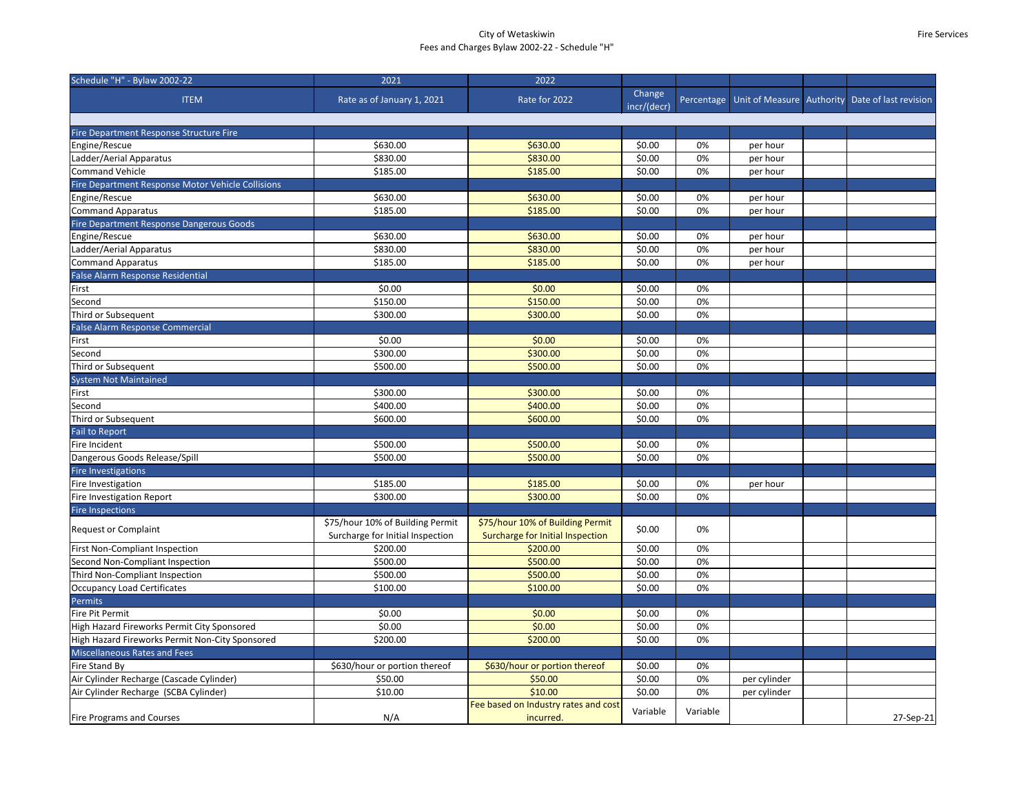City of Wetaskiwin
Fees and Charges Bylaw 2002-22 - Schedule "H"

Fire Services

| Schedule "H" - Bylaw 2002-22 | 2021 | 2022 | | | | | |
|---|---|---|---|---|---|---|---|
| ITEM | Rate as of January 1, 2021 | Rate for 2022 | Change incr/(decr) | Percentage | Unit of Measure | Authority | Date of last revision |
| | | | | | | | |
| **Fire Department Response Structure Fire** | | | | | | | |
| Engine/Rescue | $630.00 | $630.00 | $0.00 | 0% | per hour | | |
| Ladder/Aerial Apparatus | $830.00 | $830.00 | $0.00 | 0% | per hour | | |
| Command Vehicle | $185.00 | $185.00 | $0.00 | 0% | per hour | | |
| **Fire Department Response Motor Vehicle Collisions** | | | | | | | |
| Engine/Rescue | $630.00 | $630.00 | $0.00 | 0% | per hour | | |
| Command Apparatus | $185.00 | $185.00 | $0.00 | 0% | per hour | | |
| **Fire Department Response Dangerous Goods** | | | | | | | |
| Engine/Rescue | $630.00 | $630.00 | $0.00 | 0% | per hour | | |
| Ladder/Aerial Apparatus | $830.00 | $830.00 | $0.00 | 0% | per hour | | |
| Command Apparatus | $185.00 | $185.00 | $0.00 | 0% | per hour | | |
| **False Alarm Response Residential** | | | | | | | |
| First | $0.00 | $0.00 | $0.00 | 0% | | | |
| Second | $150.00 | $150.00 | $0.00 | 0% | | | |
| Third or Subsequent | $300.00 | $300.00 | $0.00 | 0% | | | |
| **False Alarm Response Commercial** | | | | | | | |
| First | $0.00 | $0.00 | $0.00 | 0% | | | |
| Second | $300.00 | $300.00 | $0.00 | 0% | | | |
| Third or Subsequent | $500.00 | $500.00 | $0.00 | 0% | | | |
| **System Not Maintained** | | | | | | | |
| First | $300.00 | $300.00 | $0.00 | 0% | | | |
| Second | $400.00 | $400.00 | $0.00 | 0% | | | |
| Third or Subsequent | $600.00 | $600.00 | $0.00 | 0% | | | |
| **Fail to Report** | | | | | | | |
| Fire Incident | $500.00 | $500.00 | $0.00 | 0% | | | |
| Dangerous Goods Release/Spill | $500.00 | $500.00 | $0.00 | 0% | | | |
| **Fire Investigations** | | | | | | | |
| Fire Investigation | $185.00 | $185.00 | $0.00 | 0% | per hour | | |
| Fire Investigation Report | $300.00 | $300.00 | $0.00 | 0% | | | |
| **Fire Inspections** | | | | | | | |
| Request or Complaint | $75/hour 10% of Building Permit Surcharge for Initial Inspection | $75/hour 10% of Building Permit Surcharge for Initial Inspection | $0.00 | 0% | | | |
| First Non-Compliant Inspection | $200.00 | $200.00 | $0.00 | 0% | | | |
| Second Non-Compliant Inspection | $500.00 | $500.00 | $0.00 | 0% | | | |
| Third Non-Compliant Inspection | $500.00 | $500.00 | $0.00 | 0% | | | |
| Occupancy Load Certificates | $100.00 | $100.00 | $0.00 | 0% | | | |
| **Permits** | | | | | | | |
| Fire Pit Permit | $0.00 | $0.00 | $0.00 | 0% | | | |
| High Hazard Fireworks Permit City Sponsored | $0.00 | $0.00 | $0.00 | 0% | | | |
| High Hazard Fireworks Permit Non-City Sponsored | $200.00 | $200.00 | $0.00 | 0% | | | |
| **Miscellaneous Rates and Fees** | | | | | | | |
| Fire Stand By | $630/hour or portion thereof | $630/hour or portion thereof | $0.00 | 0% | | | |
| Air Cylinder Recharge (Cascade Cylinder) | $50.00 | $50.00 | $0.00 | 0% | per cylinder | | |
| Air Cylinder Recharge (SCBA Cylinder) | $10.00 | $10.00 | $0.00 | 0% | per cylinder | | |
| Fire Programs and Courses | N/A | Fee based on Industry rates and cost incurred. | Variable | Variable | | | 27-Sep-21 |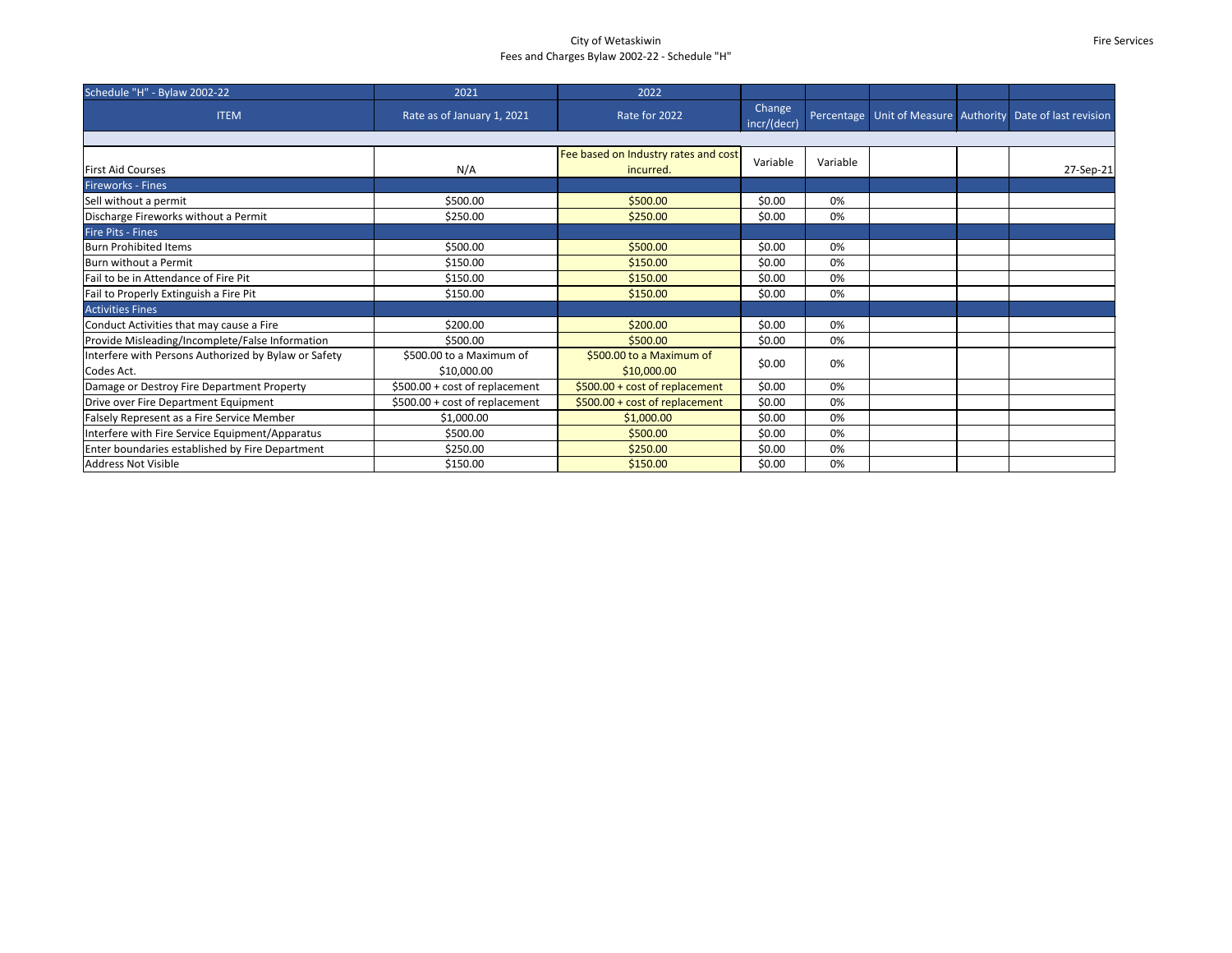City of Wetaskiwin
Fees and Charges Bylaw 2002-22 - Schedule "H"

Fire Services

| Schedule "H" - Bylaw 2002-22 | 2021 | 2022 | | | | | |
|---|---|---|---|---|---|---|---|
| ITEM | Rate as of January 1, 2021 | Rate for 2022 | Change incr/(decr) | Percentage | Unit of Measure | Authority | Date of last revision |
| | | | | | | | |
| First Aid Courses | N/A | Fee based on Industry rates and cost incurred. | Variable | Variable | | | 27-Sep-21 |
| Fireworks - Fines | | | | | | | |
| Sell without a permit | $500.00 | $500.00 | $0.00 | 0% | | | |
| Discharge Fireworks without a Permit | $250.00 | $250.00 | $0.00 | 0% | | | |
| Fire Pits - Fines | | | | | | | |
| Burn Prohibited Items | $500.00 | $500.00 | $0.00 | 0% | | | |
| Burn without a Permit | $150.00 | $150.00 | $0.00 | 0% | | | |
| Fail to be in Attendance of Fire Pit | $150.00 | $150.00 | $0.00 | 0% | | | |
| Fail to Properly Extinguish a Fire Pit | $150.00 | $150.00 | $0.00 | 0% | | | |
| Activities Fines | | | | | | | |
| Conduct Activities that may cause a Fire | $200.00 | $200.00 | $0.00 | 0% | | | |
| Provide Misleading/Incomplete/False Information | $500.00 | $500.00 | $0.00 | 0% | | | |
| Interfere with Persons Authorized by Bylaw or Safety Codes Act. | $500.00 to a Maximum of $10,000.00 | $500.00 to a Maximum of $10,000.00 | $0.00 | 0% | | | |
| Damage or Destroy Fire Department Property | $500.00 + cost of replacement | $500.00 + cost of replacement | $0.00 | 0% | | | |
| Drive over Fire Department Equipment | $500.00 + cost of replacement | $500.00 + cost of replacement | $0.00 | 0% | | | |
| Falsely Represent as a Fire Service Member | $1,000.00 | $1,000.00 | $0.00 | 0% | | | |
| Interfere with Fire Service Equipment/Apparatus | $500.00 | $500.00 | $0.00 | 0% | | | |
| Enter boundaries established by Fire Department | $250.00 | $250.00 | $0.00 | 0% | | | |
| Address Not Visible | $150.00 | $150.00 | $0.00 | 0% | | | |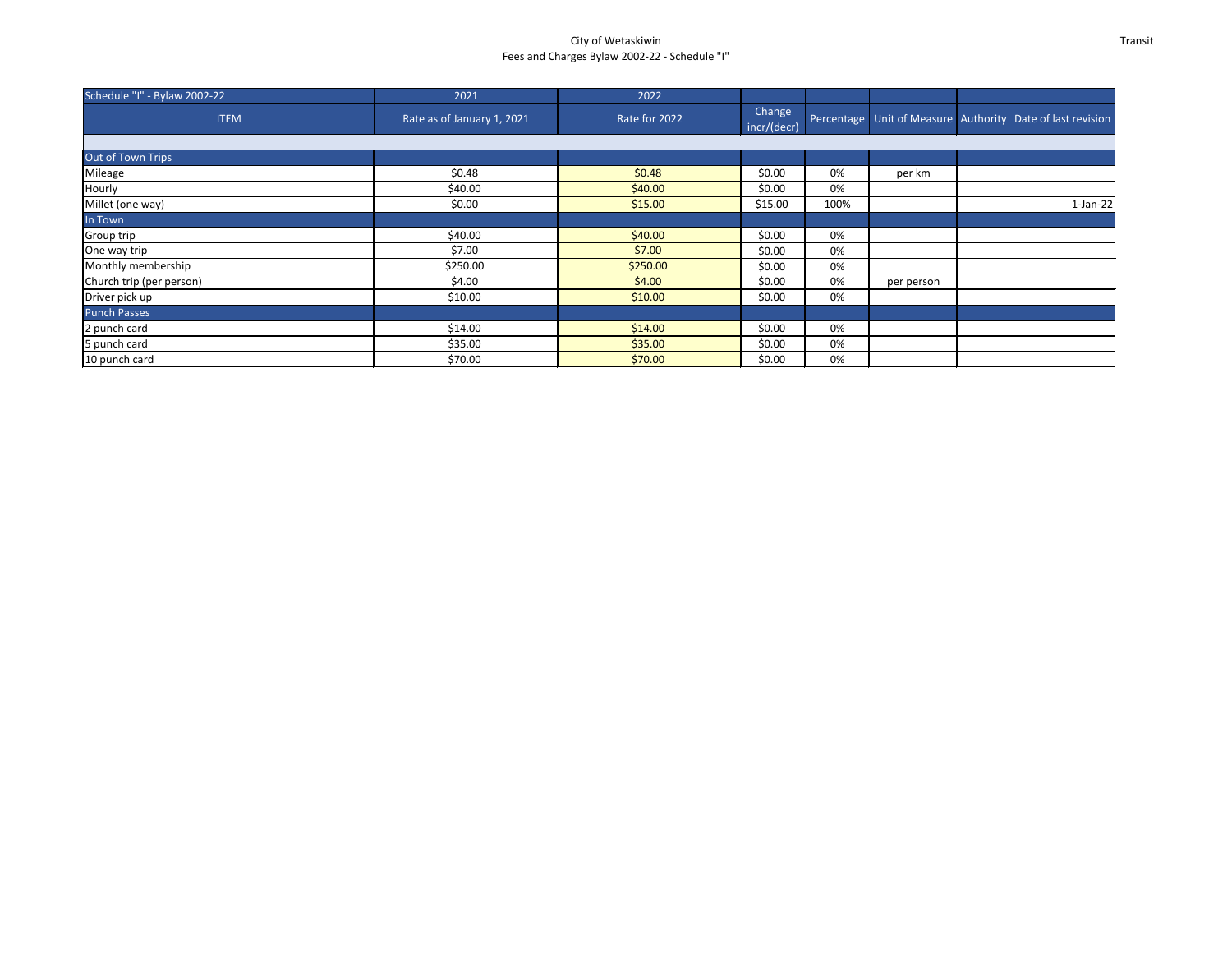City of Wetaskiwin
Fees and Charges Bylaw 2002-22 - Schedule "I"

Transit

| Schedule "I" - Bylaw 2002-22 | 2021 | 2022 | | | | | |
|---|---|---|---|---|---|---|---|
| ITEM | Rate as of January 1, 2021 | Rate for 2022 | Change incr/(decr) | Percentage | Unit of Measure | Authority | Date of last revision |
| | | | | | | | |
| Out of Town Trips | | | | | | | |
| Mileage | $0.48 | $0.48 | $0.00 | 0% | per km | | |
| Hourly | $40.00 | $40.00 | $0.00 | 0% | | | |
| Millet (one way) | $0.00 | $15.00 | $15.00 | 100% | | | 1-Jan-22 |
| In Town | | | | | | | |
| Group trip | $40.00 | $40.00 | $0.00 | 0% | | | |
| One way trip | $7.00 | $7.00 | $0.00 | 0% | | | |
| Monthly membership | $250.00 | $250.00 | $0.00 | 0% | | | |
| Church trip (per person) | $4.00 | $4.00 | $0.00 | 0% | per person | | |
| Driver pick up | $10.00 | $10.00 | $0.00 | 0% | | | |
| Punch Passes | | | | | | | |
| 2 punch card | $14.00 | $14.00 | $0.00 | 0% | | | |
| 5 punch card | $35.00 | $35.00 | $0.00 | 0% | | | |
| 10 punch card | $70.00 | $70.00 | $0.00 | 0% | | | |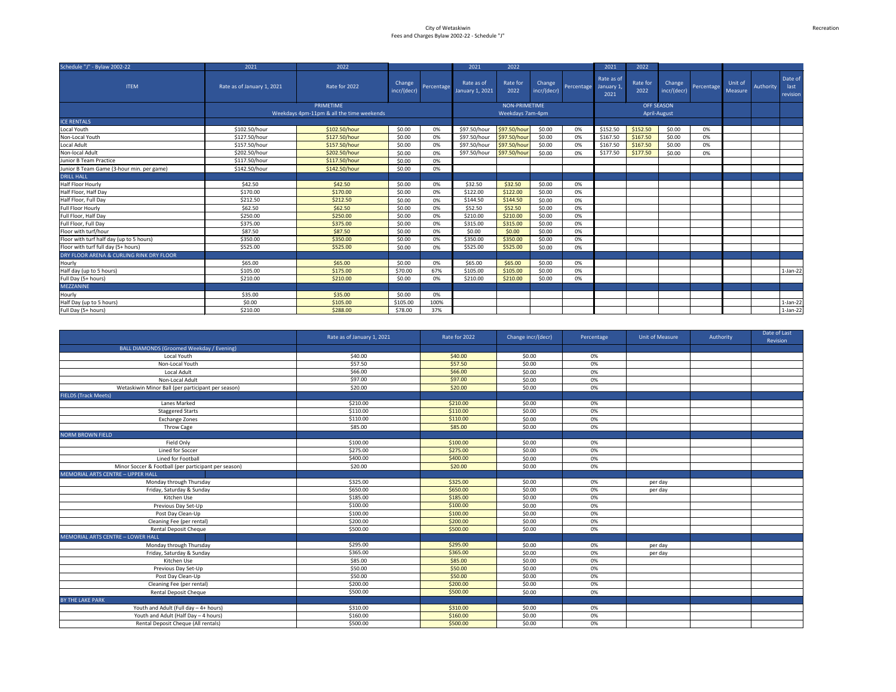City of Wetaskiwin
Fees and Charges Bylaw 2002-22 - Schedule "J"

Recreation

| Schedule "J" - Bylaw 2002-22 | 2021 | 2022 | | | 2021 | 2022 | | | 2021 | 2022 | | | | | |
|---|---|---|---|---|---|---|---|---|---|---|---|---|---|---|---|
| ITEM | Rate as of January 1, 2021 | Rate for 2022 | Change incr/(decr) | Percentage | Rate as of January 1, 2021 | Rate for 2022 | Change incr/(decr) | Percentage | Rate as of January 1, 2021 | Rate for 2022 | Change incr/(decr) | Percentage | Unit of Measure | Authority | Date of last revision |
| | PRIMETIME Weekdays 4pm-11pm & all the time weekends | | | | NON-PRIMETIME Weekdays 7am-4pm | | | | OFF SEASON April-August | | | | | | |
| ICE RENTALS | | | | | | | | | | | | | | | |
| Local Youth | $102.50/hour | $102.50/hour | $0.00 | 0% | $97.50/hour | $97.50/hour | $0.00 | 0% | $152.50 | $152.50 | $0.00 | 0% | | | |
| Non-Local Youth | $127.50/hour | $127.50/hour | $0.00 | 0% | $97.50/hour | $97.50/hour | $0.00 | 0% | $167.50 | $167.50 | $0.00 | 0% | | | |
| Local Adult | $157.50/hour | $157.50/hour | $0.00 | 0% | $97.50/hour | $97.50/hour | $0.00 | 0% | $167.50 | $167.50 | $0.00 | 0% | | | |
| Non-local Adult | $202.50/hour | $202.50/hour | $0.00 | 0% | $97.50/hour | $97.50/hour | $0.00 | 0% | $177.50 | $177.50 | $0.00 | 0% | | | |
| Junior B Team Practice | $117.50/hour | $117.50/hour | $0.00 | 0% | | | | | | | | | | | |
| Junior B Team Game (3-hour min. per game) | $142.50/hour | $142.50/hour | $0.00 | 0% | | | | | | | | | | | |
| DRILL HALL | | | | | | | | | | | | | | | |
| Half Floor Hourly | $42.50 | $42.50 | $0.00 | 0% | $32.50 | $32.50 | $0.00 | 0% | | | | | | | |
| Half Floor, Half Day | $170.00 | $170.00 | $0.00 | 0% | $122.00 | $122.00 | $0.00 | 0% | | | | | | | |
| Half Floor, Full Day | $212.50 | $212.50 | $0.00 | 0% | $144.50 | $144.50 | $0.00 | 0% | | | | | | | |
| Full Floor Hourly | $62.50 | $62.50 | $0.00 | 0% | $52.50 | $52.50 | $0.00 | 0% | | | | | | | |
| Full Floor, Half Day | $250.00 | $250.00 | $0.00 | 0% | $210.00 | $210.00 | $0.00 | 0% | | | | | | | |
| Full Floor, Full Day | $375.00 | $375.00 | $0.00 | 0% | $315.00 | $315.00 | $0.00 | 0% | | | | | | | |
| Floor with turf/hour | $87.50 | $87.50 | $0.00 | 0% | $0.00 | $0.00 | $0.00 | 0% | | | | | | | |
| Floor with turf half day (up to 5 hours) | $350.00 | $350.00 | $0.00 | 0% | $350.00 | $350.00 | $0.00 | 0% | | | | | | | |
| Floor with turf full day (5+ hours) | $525.00 | $525.00 | $0.00 | 0% | $525.00 | $525.00 | $0.00 | 0% | | | | | | | |
| DRY FLOOR ARENA & CURLING RINK DRY FLOOR | | | | | | | | | | | | | | | |
| Hourly | $65.00 | $65.00 | $0.00 | 0% | $65.00 | $65.00 | $0.00 | 0% | | | | | | | |
| Half day (up to 5 hours) | $105.00 | $175.00 | $70.00 | 67% | $105.00 | $105.00 | $0.00 | 0% | | | | | | | 1-Jan-22 |
| Full Day (5+ hours) | $210.00 | $210.00 | $0.00 | 0% | $210.00 | $210.00 | $0.00 | 0% | | | | | | | |
| MEZZANINE | | | | | | | | | | | | | | | |
| Hourly | $35.00 | $35.00 | $0.00 | 0% | | | | | | | | | | | |
| Half Day (up to 5 hours) | $0.00 | $105.00 | $105.00 | 100% | | | | | | | | | | | 1-Jan-22 |
| Full Day (5+ hours) | $210.00 | $288.00 | $78.00 | 37% | | | | | | | | | | | 1-Jan-22 |

| | Rate as of January 1, 2021 | Rate for 2022 | Change incr/(decr) | Percentage | Unit of Measure | Authority | Date of Last Revision |
|---|---|---|---|---|---|---|---|
| BALL DIAMONDS (Groomed Weekday / Evening) | | | | | | | |
| Local Youth | $40.00 | $40.00 | $0.00 | 0% | | | |
| Non-Local Youth | $57.50 | $57.50 | $0.00 | 0% | | | |
| Local Adult | $66.00 | $66.00 | $0.00 | 0% | | | |
| Non-Local Adult | $97.00 | $97.00 | $0.00 | 0% | | | |
| Wetaskiwin Minor Ball (per participant per season) | $20.00 | $20.00 | $0.00 | 0% | | | |
| FIELDS (Track Meets) | | | | | | | |
| Lanes Marked | $210.00 | $210.00 | $0.00 | 0% | | | |
| Staggered Starts | $110.00 | $110.00 | $0.00 | 0% | | | |
| Exchange Zones | $110.00 | $110.00 | $0.00 | 0% | | | |
| Throw Cage | $85.00 | $85.00 | $0.00 | 0% | | | |
| NORM BROWN FIELD | | | | | | | |
| Field Only | $100.00 | $100.00 | $0.00 | 0% | | | |
| Lined for Soccer | $275.00 | $275.00 | $0.00 | 0% | | | |
| Lined for Football | $400.00 | $400.00 | $0.00 | 0% | | | |
| Minor Soccer & Football (per participant per season) | $20.00 | $20.00 | $0.00 | 0% | | | |
| MEMORIAL ARTS CENTRE – UPPER HALL | | | | | | | |
| Monday through Thursday | $325.00 | $325.00 | $0.00 | 0% | per day | | |
| Friday, Saturday & Sunday | $650.00 | $650.00 | $0.00 | 0% | per day | | |
| Kitchen Use | $185.00 | $185.00 | $0.00 | 0% | | | |
| Previous Day Set-Up | $100.00 | $100.00 | $0.00 | 0% | | | |
| Post Day Clean-Up | $100.00 | $100.00 | $0.00 | 0% | | | |
| Cleaning Fee (per rental) | $200.00 | $200.00 | $0.00 | 0% | | | |
| Rental Deposit Cheque | $500.00 | $500.00 | $0.00 | 0% | | | |
| MEMORIAL ARTS CENTRE – LOWER HALL | | | | | | | |
| Monday through Thursday | $295.00 | $295.00 | $0.00 | 0% | per day | | |
| Friday, Saturday & Sunday | $365.00 | $365.00 | $0.00 | 0% | per day | | |
| Kitchen Use | $85.00 | $85.00 | $0.00 | 0% | | | |
| Previous Day Set-Up | $50.00 | $50.00 | $0.00 | 0% | | | |
| Post Day Clean-Up | $50.00 | $50.00 | $0.00 | 0% | | | |
| Cleaning Fee (per rental) | $200.00 | $200.00 | $0.00 | 0% | | | |
| Rental Deposit Cheque | $500.00 | $500.00 | $0.00 | 0% | | | |
| BY THE LAKE PARK | | | | | | | |
| Youth and Adult (Full day – 4+ hours) | $310.00 | $310.00 | $0.00 | 0% | | | |
| Youth and Adult (Half Day – 4 hours) | $160.00 | $160.00 | $0.00 | 0% | | | |
| Rental Deposit Cheque (All rentals) | $500.00 | $500.00 | $0.00 | 0% | | | |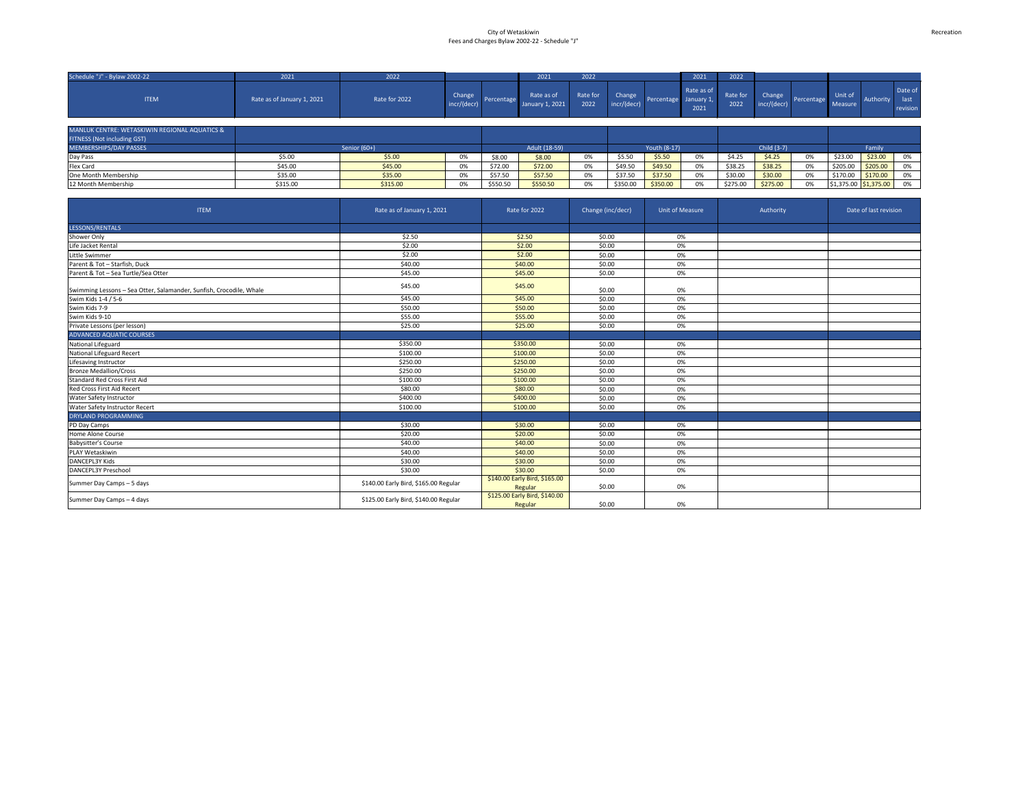City of Wetaskiwin
Fees and Charges Bylaw 2002-22 - Schedule "J"

Recreation

| Schedule "J" - Bylaw 2002-22 | 2021 | 2022 | | | 2021 | 2022 | | | 2021 | 2022 | | | | | |
|---|---|---|---|---|---|---|---|---|---|---|---|---|---|---|---|
| ITEM | Rate as of January 1, 2021 | Rate for 2022 | Change incr/(decr) | Percentage | Rate as of January 1, 2021 | Rate for 2022 | Change incr/(decr) | Percentage | Rate as of January 1, 2021 | Rate for 2022 | Change incr/(decr) | Percentage | Unit of Measure | Authority | Date of last revision |
| MANLUK CENTRE: WETASKIWIN REGIONAL AQUATICS & FITNESS (Not including GST) | | | | | | | | | | | | | | | |
| MEMBERSHIPS/DAY PASSES | Senior (60+) | | | Adult (18-59) | | | Youth (8-17) | | | Child (3-7) | | | Family | | |
| Day Pass | $5.00 | $5.00 | 0% | $8.00 | $8.00 | 0% | $5.50 | $5.50 | 0% | $4.25 | $4.25 | 0% | $23.00 | $23.00 | 0% |
| Flex Card | $45.00 | $45.00 | 0% | $72.00 | $72.00 | 0% | $49.50 | $49.50 | 0% | $38.25 | $38.25 | 0% | $205.00 | $205.00 | 0% |
| One Month Membership | $35.00 | $35.00 | 0% | $57.50 | $57.50 | 0% | $37.50 | $37.50 | 0% | $30.00 | $30.00 | 0% | $170.00 | $170.00 | 0% |
| 12 Month Membership | $315.00 | $315.00 | 0% | $550.50 | $550.50 | 0% | $350.00 | $350.00 | 0% | $275.00 | $275.00 | 0% | $1,375.00 | $1,375.00 | 0% |

| ITEM | Rate as of January 1, 2021 | Rate for 2022 | Change (inc/decr) | Unit of Measure | Authority | Date of last revision |
|---|---|---|---|---|---|---|
| LESSONS/RENTALS | | | | | | |
| Shower Only | $2.50 | $2.50 | $0.00 | 0% | | |
| Life Jacket Rental | $2.00 | $2.00 | $0.00 | 0% | | |
| Little Swimmer | $2.00 | $2.00 | $0.00 | 0% | | |
| Parent & Tot – Starfish, Duck | $40.00 | $40.00 | $0.00 | 0% | | |
| Parent & Tot – Sea Turtle/Sea Otter | $45.00 | $45.00 | $0.00 | 0% | | |
| Swimming Lessons – Sea Otter, Salamander, Sunfish, Crocodile, Whale | $45.00 | $45.00 | $0.00 | 0% | | |
| Swim Kids 1-4 / 5-6 | $45.00 | $45.00 | $0.00 | 0% | | |
| Swim Kids 7-9 | $50.00 | $50.00 | $0.00 | 0% | | |
| Swim Kids 9-10 | $55.00 | $55.00 | $0.00 | 0% | | |
| Private Lessons (per lesson) | $25.00 | $25.00 | $0.00 | 0% | | |
| ADVANCED AQUATIC COURSES | | | | | | |
| National Lifeguard | $350.00 | $350.00 | $0.00 | 0% | | |
| National Lifeguard Recert | $100.00 | $100.00 | $0.00 | 0% | | |
| Lifesaving Instructor | $250.00 | $250.00 | $0.00 | 0% | | |
| Bronze Medallion/Cross | $250.00 | $250.00 | $0.00 | 0% | | |
| Standard Red Cross First Aid | $100.00 | $100.00 | $0.00 | 0% | | |
| Red Cross First Aid Recert | $80.00 | $80.00 | $0.00 | 0% | | |
| Water Safety Instructor | $400.00 | $400.00 | $0.00 | 0% | | |
| Water Safety Instructor Recert | $100.00 | $100.00 | $0.00 | 0% | | |
| DRYLAND PROGRAMMING | | | | | | |
| PD Day Camps | $30.00 | $30.00 | $0.00 | 0% | | |
| Home Alone Course | $20.00 | $20.00 | $0.00 | 0% | | |
| Babysitter's Course | $40.00 | $40.00 | $0.00 | 0% | | |
| PLAY Wetaskiwin | $40.00 | $40.00 | $0.00 | 0% | | |
| DANCEPL3Y Kids | $30.00 | $30.00 | $0.00 | 0% | | |
| DANCEPL3Y Preschool | $30.00 | $30.00 | $0.00 | 0% | | |
| Summer Day Camps – 5 days | $140.00 Early Bird, $165.00 Regular | $140.00 Early Bird, $165.00 Regular | $0.00 | 0% | | |
| Summer Day Camps – 4 days | $125.00 Early Bird, $140.00 Regular | $125.00 Early Bird, $140.00 Regular | $0.00 | 0% | | |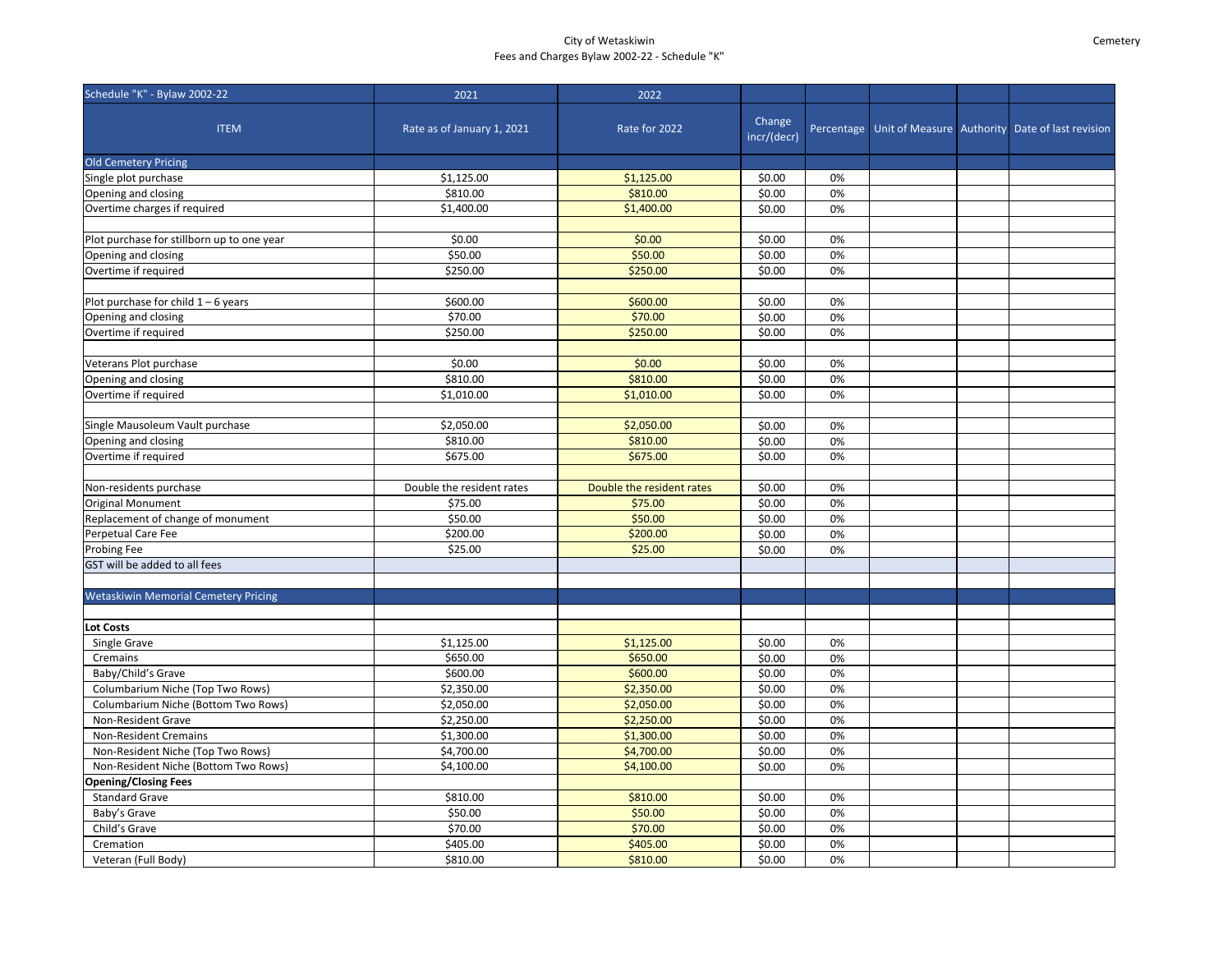City of Wetaskiwin
Fees and Charges Bylaw 2002-22 - Schedule "K"

Cemetery

| Schedule "K" - Bylaw 2002-22 | 2021 | 2022 | | | | | |
|---|---|---|---|---|---|---|---|
| ITEM | Rate as of January 1, 2021 | Rate for 2022 | Change incr/(decr) | Percentage | Unit of Measure | Authority | Date of last revision |
| Old Cemetery Pricing | | | | | | | |
| Single plot purchase | $1,125.00 | $1,125.00 | $0.00 | 0% | | | |
| Opening and closing | $810.00 | $810.00 | $0.00 | 0% | | | |
| Overtime charges if required | $1,400.00 | $1,400.00 | $0.00 | 0% | | | |
| | | | | | | | |
| Plot purchase for stillborn up to one year | $0.00 | $0.00 | $0.00 | 0% | | | |
| Opening and closing | $50.00 | $50.00 | $0.00 | 0% | | | |
| Overtime if required | $250.00 | $250.00 | $0.00 | 0% | | | |
| | | | | | | | |
| Plot purchase for child 1 – 6 years | $600.00 | $600.00 | $0.00 | 0% | | | |
| Opening and closing | $70.00 | $70.00 | $0.00 | 0% | | | |
| Overtime if required | $250.00 | $250.00 | $0.00 | 0% | | | |
| | | | | | | | |
| Veterans Plot purchase | $0.00 | $0.00 | $0.00 | 0% | | | |
| Opening and closing | $810.00 | $810.00 | $0.00 | 0% | | | |
| Overtime if required | $1,010.00 | $1,010.00 | $0.00 | 0% | | | |
| | | | | | | | |
| Single Mausoleum Vault purchase | $2,050.00 | $2,050.00 | $0.00 | 0% | | | |
| Opening and closing | $810.00 | $810.00 | $0.00 | 0% | | | |
| Overtime if required | $675.00 | $675.00 | $0.00 | 0% | | | |
| | | | | | | | |
| Non-residents purchase | Double the resident rates | Double the resident rates | $0.00 | 0% | | | |
| Original Monument | $75.00 | $75.00 | $0.00 | 0% | | | |
| Replacement of change of monument | $50.00 | $50.00 | $0.00 | 0% | | | |
| Perpetual Care Fee | $200.00 | $200.00 | $0.00 | 0% | | | |
| Probing Fee | $25.00 | $25.00 | $0.00 | 0% | | | |
| GST will be added to all fees | | | | | | | |
| | | | | | | | |
| Wetaskiwin Memorial Cemetery Pricing | | | | | | | |
| | | | | | | | |
| **Lot Costs** | | | | | | | |
| Single Grave | $1,125.00 | $1,125.00 | $0.00 | 0% | | | |
| Cremains | $650.00 | $650.00 | $0.00 | 0% | | | |
| Baby/Child's Grave | $600.00 | $600.00 | $0.00 | 0% | | | |
| Columbarium Niche (Top Two Rows) | $2,350.00 | $2,350.00 | $0.00 | 0% | | | |
| Columbarium Niche (Bottom Two Rows) | $2,050.00 | $2,050.00 | $0.00 | 0% | | | |
| Non-Resident Grave | $2,250.00 | $2,250.00 | $0.00 | 0% | | | |
| Non-Resident Cremains | $1,300.00 | $1,300.00 | $0.00 | 0% | | | |
| Non-Resident Niche (Top Two Rows) | $4,700.00 | $4,700.00 | $0.00 | 0% | | | |
| Non-Resident Niche (Bottom Two Rows) | $4,100.00 | $4,100.00 | $0.00 | 0% | | | |
| **Opening/Closing Fees** | | | | | | | |
| Standard Grave | $810.00 | $810.00 | $0.00 | 0% | | | |
| Baby's Grave | $50.00 | $50.00 | $0.00 | 0% | | | |
| Child's Grave | $70.00 | $70.00 | $0.00 | 0% | | | |
| Cremation | $405.00 | $405.00 | $0.00 | 0% | | | |
| Veteran (Full Body) | $810.00 | $810.00 | $0.00 | 0% | | | |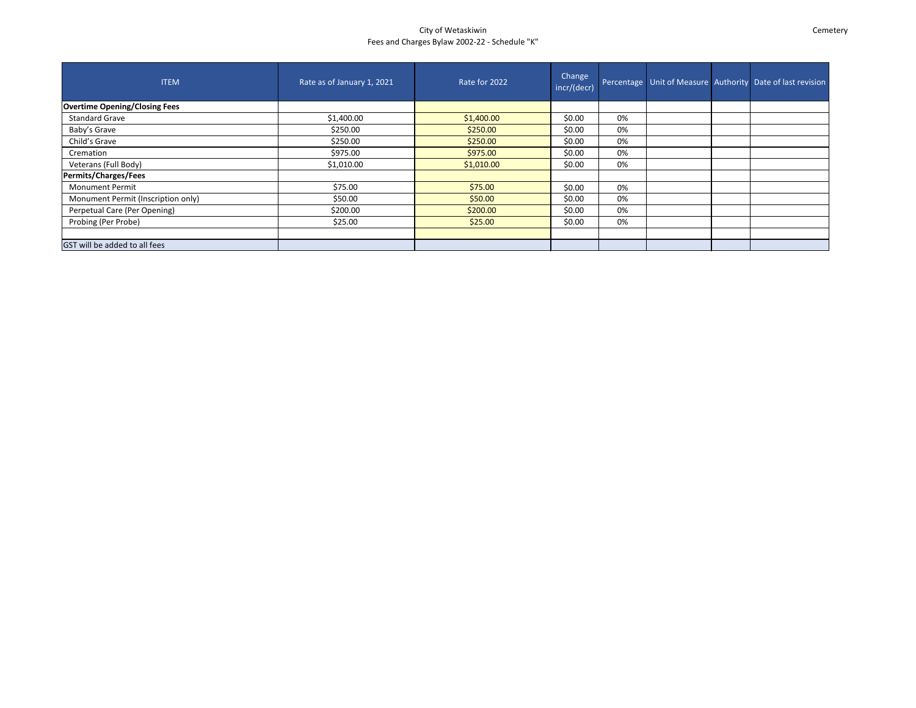City of Wetaskiwin
Fees and Charges Bylaw 2002-22 - Schedule "K"

Cemetery

| ITEM | Rate as of January 1, 2021 | Rate for 2022 | Change incr/(decr) | Percentage | Unit of Measure | Authority | Date of last revision |
|---|---|---|---|---|---|---|---|
| **Overtime Opening/Closing Fees** | | | | | | | |
| Standard Grave | $1,400.00 | $1,400.00 | $0.00 | 0% | | | |
| Baby's Grave | $250.00 | $250.00 | $0.00 | 0% | | | |
| Child's Grave | $250.00 | $250.00 | $0.00 | 0% | | | |
| Cremation | $975.00 | $975.00 | $0.00 | 0% | | | |
| Veterans (Full Body) | $1,010.00 | $1,010.00 | $0.00 | 0% | | | |
| **Permits/Charges/Fees** | | | | | | | |
| Monument Permit | $75.00 | $75.00 | $0.00 | 0% | | | |
| Monument Permit (Inscription only) | $50.00 | $50.00 | $0.00 | 0% | | | |
| Perpetual Care (Per Opening) | $200.00 | $200.00 | $0.00 | 0% | | | |
| Probing (Per Probe) | $25.00 | $25.00 | $0.00 | 0% | | | |
| | | | | | | | |
| GST will be added to all fees | | | | | | | |